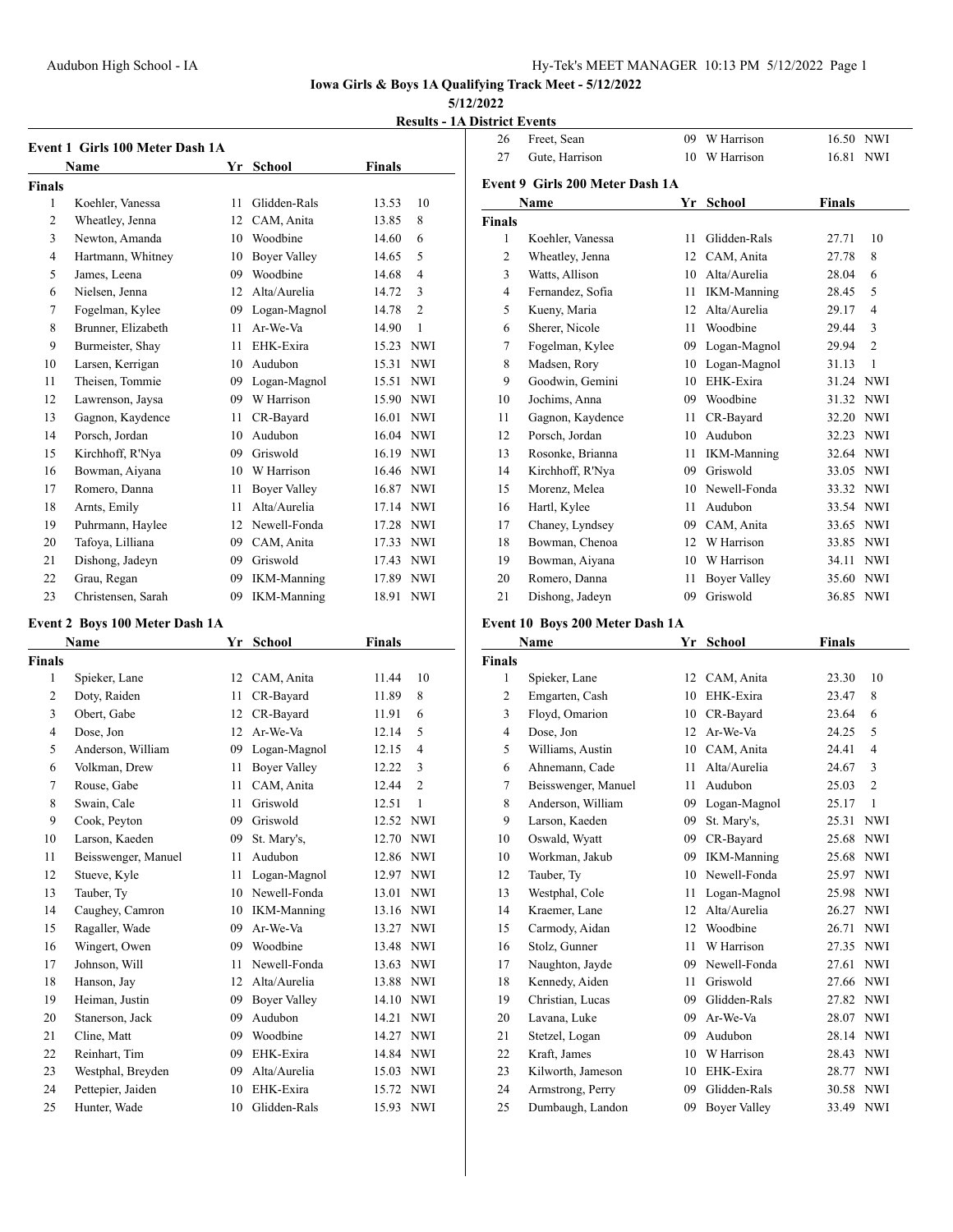**Iowa Girls & Boys 1A Qualifying Track Meet - 5/12/2022**

**5/12/2022**

**Results - 1A District Events**

### Event 1 Girls 100 Meter Dash 1A

| | Name | Yr | School | Finals | |
|---|---|---|---|---|---|
| **Finals** | | | | | |
| 1 | Koehler, Vanessa | 11 | Glidden-Rals | 13.53 | 10 |
| 2 | Wheatley, Jenna | 12 | CAM, Anita | 13.85 | 8 |
| 3 | Newton, Amanda | 10 | Woodbine | 14.60 | 6 |
| 4 | Hartmann, Whitney | 10 | Boyer Valley | 14.65 | 5 |
| 5 | James, Leena | 09 | Woodbine | 14.68 | 4 |
| 6 | Nielsen, Jenna | 12 | Alta/Aurelia | 14.72 | 3 |
| 7 | Fogelman, Kylee | 09 | Logan-Magnol | 14.78 | 2 |
| 8 | Brunner, Elizabeth | 11 | Ar-We-Va | 14.90 | 1 |
| 9 | Burmeister, Shay | 11 | EHK-Exira | 15.23 | NWI |
| 10 | Larsen, Kerrigan | 10 | Audubon | 15.31 | NWI |
| 11 | Theisen, Tommie | 09 | Logan-Magnol | 15.51 | NWI |
| 12 | Lawrenson, Jaysa | 09 | W Harrison | 15.90 | NWI |
| 13 | Gagnon, Kaydence | 11 | CR-Bayard | 16.01 | NWI |
| 14 | Porsch, Jordan | 10 | Audubon | 16.04 | NWI |
| 15 | Kirchhoff, R'Nya | 09 | Griswold | 16.19 | NWI |
| 16 | Bowman, Aiyana | 10 | W Harrison | 16.46 | NWI |
| 17 | Romero, Danna | 11 | Boyer Valley | 16.87 | NWI |
| 18 | Arnts, Emily | 11 | Alta/Aurelia | 17.14 | NWI |
| 19 | Puhrmann, Haylee | 12 | Newell-Fonda | 17.28 | NWI |
| 20 | Tafoya, Lilliana | 09 | CAM, Anita | 17.33 | NWI |
| 21 | Dishong, Jadeyn | 09 | Griswold | 17.43 | NWI |
| 22 | Grau, Regan | 09 | IKM-Manning | 17.89 | NWI |
| 23 | Christensen, Sarah | 09 | IKM-Manning | 18.91 | NWI |

### Event 2 Boys 100 Meter Dash 1A

| | Name | Yr | School | Finals | |
|---|---|---|---|---|---|
| **Finals** | | | | | |
| 1 | Spieker, Lane | 12 | CAM, Anita | 11.44 | 10 |
| 2 | Doty, Raiden | 11 | CR-Bayard | 11.89 | 8 |
| 3 | Obert, Gabe | 12 | CR-Bayard | 11.91 | 6 |
| 4 | Dose, Jon | 12 | Ar-We-Va | 12.14 | 5 |
| 5 | Anderson, William | 09 | Logan-Magnol | 12.15 | 4 |
| 6 | Volkman, Drew | 11 | Boyer Valley | 12.22 | 3 |
| 7 | Rouse, Gabe | 11 | CAM, Anita | 12.44 | 2 |
| 8 | Swain, Cale | 11 | Griswold | 12.51 | 1 |
| 9 | Cook, Peyton | 09 | Griswold | 12.52 | NWI |
| 10 | Larson, Kaeden | 09 | St. Mary's, | 12.70 | NWI |
| 11 | Beisswenger, Manuel | 11 | Audubon | 12.86 | NWI |
| 12 | Stueve, Kyle | 11 | Logan-Magnol | 12.97 | NWI |
| 13 | Tauber, Ty | 10 | Newell-Fonda | 13.01 | NWI |
| 14 | Caughey, Camron | 10 | IKM-Manning | 13.16 | NWI |
| 15 | Ragaller, Wade | 09 | Ar-We-Va | 13.27 | NWI |
| 16 | Wingert, Owen | 09 | Woodbine | 13.48 | NWI |
| 17 | Johnson, Will | 11 | Newell-Fonda | 13.63 | NWI |
| 18 | Hanson, Jay | 12 | Alta/Aurelia | 13.88 | NWI |
| 19 | Heiman, Justin | 09 | Boyer Valley | 14.10 | NWI |
| 20 | Stanerson, Jack | 09 | Audubon | 14.21 | NWI |
| 21 | Cline, Matt | 09 | Woodbine | 14.27 | NWI |
| 22 | Reinhart, Tim | 09 | EHK-Exira | 14.84 | NWI |
| 23 | Westphal, Breyden | 09 | Alta/Aurelia | 15.03 | NWI |
| 24 | Pettepier, Jaiden | 10 | EHK-Exira | 15.72 | NWI |
| 25 | Hunter, Wade | 10 | Glidden-Rals | 15.93 | NWI |
| 26 | Freet, Sean | 09 | W Harrison | 16.50 | NWI |
| 27 | Gute, Harrison | 10 | W Harrison | 16.81 | NWI |

### Event 9 Girls 200 Meter Dash 1A

| | Name | Yr | School | Finals | |
|---|---|---|---|---|---|
| **Finals** | | | | | |
| 1 | Koehler, Vanessa | 11 | Glidden-Rals | 27.71 | 10 |
| 2 | Wheatley, Jenna | 12 | CAM, Anita | 27.78 | 8 |
| 3 | Watts, Allison | 10 | Alta/Aurelia | 28.04 | 6 |
| 4 | Fernandez, Sofia | 11 | IKM-Manning | 28.45 | 5 |
| 5 | Kueny, Maria | 12 | Alta/Aurelia | 29.17 | 4 |
| 6 | Sherer, Nicole | 11 | Woodbine | 29.44 | 3 |
| 7 | Fogelman, Kylee | 09 | Logan-Magnol | 29.94 | 2 |
| 8 | Madsen, Rory | 10 | Logan-Magnol | 31.13 | 1 |
| 9 | Goodwin, Gemini | 10 | EHK-Exira | 31.24 | NWI |
| 10 | Jochims, Anna | 09 | Woodbine | 31.32 | NWI |
| 11 | Gagnon, Kaydence | 11 | CR-Bayard | 32.20 | NWI |
| 12 | Porsch, Jordan | 10 | Audubon | 32.23 | NWI |
| 13 | Rosonke, Brianna | 11 | IKM-Manning | 32.64 | NWI |
| 14 | Kirchhoff, R'Nya | 09 | Griswold | 33.05 | NWI |
| 15 | Morenz, Melea | 10 | Newell-Fonda | 33.32 | NWI |
| 16 | Hartl, Kylee | 11 | Audubon | 33.54 | NWI |
| 17 | Chaney, Lyndsey | 09 | CAM, Anita | 33.65 | NWI |
| 18 | Bowman, Chenoa | 12 | W Harrison | 33.85 | NWI |
| 19 | Bowman, Aiyana | 10 | W Harrison | 34.11 | NWI |
| 20 | Romero, Danna | 11 | Boyer Valley | 35.60 | NWI |
| 21 | Dishong, Jadeyn | 09 | Griswold | 36.85 | NWI |

### Event 10 Boys 200 Meter Dash 1A

| | Name | Yr | School | Finals | |
|---|---|---|---|---|---|
| **Finals** | | | | | |
| 1 | Spieker, Lane | 12 | CAM, Anita | 23.30 | 10 |
| 2 | Emgarten, Cash | 10 | EHK-Exira | 23.47 | 8 |
| 3 | Floyd, Omarion | 10 | CR-Bayard | 23.64 | 6 |
| 4 | Dose, Jon | 12 | Ar-We-Va | 24.25 | 5 |
| 5 | Williams, Austin | 10 | CAM, Anita | 24.41 | 4 |
| 6 | Ahnemann, Cade | 11 | Alta/Aurelia | 24.67 | 3 |
| 7 | Beisswenger, Manuel | 11 | Audubon | 25.03 | 2 |
| 8 | Anderson, William | 09 | Logan-Magnol | 25.17 | 1 |
| 9 | Larson, Kaeden | 09 | St. Mary's, | 25.31 | NWI |
| 10 | Oswald, Wyatt | 09 | CR-Bayard | 25.68 | NWI |
| 10 | Workman, Jakub | 09 | IKM-Manning | 25.68 | NWI |
| 12 | Tauber, Ty | 10 | Newell-Fonda | 25.97 | NWI |
| 13 | Westphal, Cole | 11 | Logan-Magnol | 25.98 | NWI |
| 14 | Kraemer, Lane | 12 | Alta/Aurelia | 26.27 | NWI |
| 15 | Carmody, Aidan | 12 | Woodbine | 26.71 | NWI |
| 16 | Stolz, Gunner | 11 | W Harrison | 27.35 | NWI |
| 17 | Naughton, Jayde | 09 | Newell-Fonda | 27.61 | NWI |
| 18 | Kennedy, Aiden | 11 | Griswold | 27.66 | NWI |
| 19 | Christian, Lucas | 09 | Glidden-Rals | 27.82 | NWI |
| 20 | Lavana, Luke | 09 | Ar-We-Va | 28.07 | NWI |
| 21 | Stetzel, Logan | 09 | Audubon | 28.14 | NWI |
| 22 | Kraft, James | 10 | W Harrison | 28.43 | NWI |
| 23 | Kilworth, Jameson | 10 | EHK-Exira | 28.77 | NWI |
| 24 | Armstrong, Perry | 09 | Glidden-Rals | 30.58 | NWI |
| 25 | Dumbaugh, Landon | 09 | Boyer Valley | 33.49 | NWI |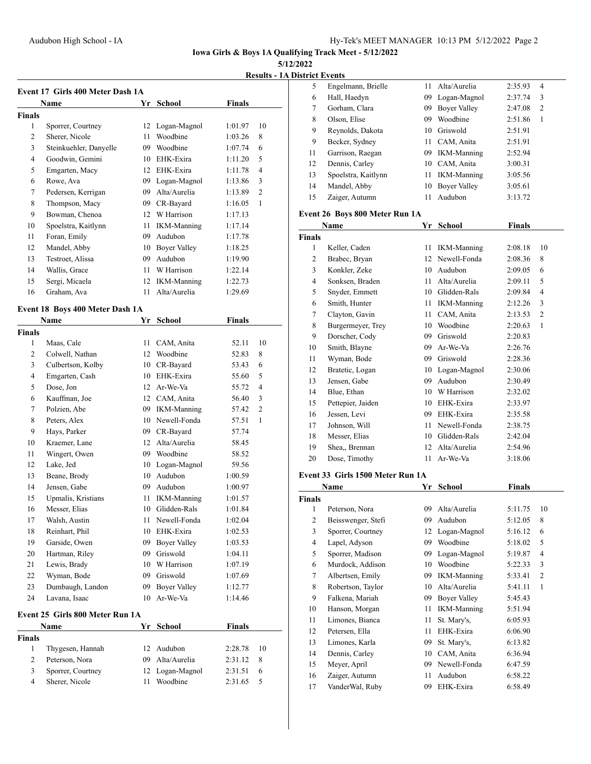Iowa Girls & Boys 1A Qualifying Track Meet - 5/12/2022

5/12/2022

**Results - 1A District Events**

### Event 17 Girls 400 Meter Dash 1A

| | Name | Yr | School | Finals | |
|---|---|---|---|---|---|
| **Finals** | | | | | |
| 1 | Sporrer, Courtney | 12 | Logan-Magnol | 1:01.97 | 10 |
| 2 | Sherer, Nicole | 11 | Woodbine | 1:03.26 | 8 |
| 3 | Steinkuehler, Danyelle | 09 | Woodbine | 1:07.74 | 6 |
| 4 | Goodwin, Gemini | 10 | EHK-Exira | 1:11.20 | 5 |
| 5 | Emgarten, Macy | 12 | EHK-Exira | 1:11.78 | 4 |
| 6 | Rowe, Ava | 09 | Logan-Magnol | 1:13.86 | 3 |
| 7 | Pedersen, Kerrigan | 09 | Alta/Aurelia | 1:13.89 | 2 |
| 8 | Thompson, Macy | 09 | CR-Bayard | 1:16.05 | 1 |
| 9 | Bowman, Chenoa | 12 | W Harrison | 1:17.13 | |
| 10 | Spoelstra, Kaitlynn | 11 | IKM-Manning | 1:17.14 | |
| 11 | Foran, Emily | 09 | Audubon | 1:17.78 | |
| 12 | Mandel, Abby | 10 | Boyer Valley | 1:18.25 | |
| 13 | Testroet, Alissa | 09 | Audubon | 1:19.90 | |
| 14 | Wallis, Grace | 11 | W Harrison | 1:22.14 | |
| 15 | Sergi, Micaela | 12 | IKM-Manning | 1:22.73 | |
| 16 | Graham, Ava | 11 | Alta/Aurelia | 1:29.69 | |

### Event 18 Boys 400 Meter Dash 1A

| | Name | Yr | School | Finals | |
|---|---|---|---|---|---|
| **Finals** | | | | | |
| 1 | Maas, Cale | 11 | CAM, Anita | 52.11 | 10 |
| 2 | Colwell, Nathan | 12 | Woodbine | 52.83 | 8 |
| 3 | Culbertson, Kolby | 10 | CR-Bayard | 53.43 | 6 |
| 4 | Emgarten, Cash | 10 | EHK-Exira | 55.60 | 5 |
| 5 | Dose, Jon | 12 | Ar-We-Va | 55.72 | 4 |
| 6 | Kauffman, Joe | 12 | CAM, Anita | 56.40 | 3 |
| 7 | Polzien, Abe | 09 | IKM-Manning | 57.42 | 2 |
| 8 | Peters, Alex | 10 | Newell-Fonda | 57.51 | 1 |
| 9 | Hays, Parker | 09 | CR-Bayard | 57.74 | |
| 10 | Kraemer, Lane | 12 | Alta/Aurelia | 58.45 | |
| 11 | Wingert, Owen | 09 | Woodbine | 58.52 | |
| 12 | Lake, Jed | 10 | Logan-Magnol | 59.56 | |
| 13 | Beane, Brody | 10 | Audubon | 1:00.59 | |
| 14 | Jensen, Gabe | 09 | Audubon | 1:00.97 | |
| 15 | Upmalis, Kristians | 11 | IKM-Manning | 1:01.57 | |
| 16 | Messer, Elias | 10 | Glidden-Rals | 1:01.84 | |
| 17 | Walsh, Austin | 11 | Newell-Fonda | 1:02.04 | |
| 18 | Reinhart, Phil | 10 | EHK-Exira | 1:02.53 | |
| 19 | Garside, Owen | 09 | Boyer Valley | 1:03.53 | |
| 20 | Hartman, Riley | 09 | Griswold | 1:04.11 | |
| 21 | Lewis, Brady | 10 | W Harrison | 1:07.19 | |
| 22 | Wyman, Bode | 09 | Griswold | 1:07.69 | |
| 23 | Dumbaugh, Landon | 09 | Boyer Valley | 1:12.77 | |
| 24 | Lavana, Isaac | 10 | Ar-We-Va | 1:14.46 | |

### Event 25 Girls 800 Meter Run 1A

| | Name | Yr | School | Finals | |
|---|---|---|---|---|---|
| **Finals** | | | | | |
| 1 | Thygesen, Hannah | 12 | Audubon | 2:28.78 | 10 |
| 2 | Peterson, Nora | 09 | Alta/Aurelia | 2:31.12 | 8 |
| 3 | Sporrer, Courtney | 12 | Logan-Magnol | 2:31.51 | 6 |
| 4 | Sherer, Nicole | 11 | Woodbine | 2:31.65 | 5 |
| 5 | Engelmann, Brielle | 11 | Alta/Aurelia | 2:35.93 | 4 |
| 6 | Hall, Haedyn | 09 | Logan-Magnol | 2:37.74 | 3 |
| 7 | Gorham, Clara | 09 | Boyer Valley | 2:47.08 | 2 |
| 8 | Olson, Elise | 09 | Woodbine | 2:51.86 | 1 |
| 9 | Reynolds, Dakota | 10 | Griswold | 2:51.91 | |
| 9 | Becker, Sydney | 11 | CAM, Anita | 2:51.91 | |
| 11 | Garrison, Raegan | 09 | IKM-Manning | 2:52.94 | |
| 12 | Dennis, Carley | 10 | CAM, Anita | 3:00.31 | |
| 13 | Spoelstra, Kaitlynn | 11 | IKM-Manning | 3:05.56 | |
| 14 | Mandel, Abby | 10 | Boyer Valley | 3:05.61 | |
| 15 | Zaiger, Autumn | 11 | Audubon | 3:13.72 | |

### Event 26 Boys 800 Meter Run 1A

| | Name | Yr | School | Finals | |
|---|---|---|---|---|---|
| **Finals** | | | | | |
| 1 | Keller, Caden | 11 | IKM-Manning | 2:08.18 | 10 |
| 2 | Brabec, Bryan | 12 | Newell-Fonda | 2:08.36 | 8 |
| 3 | Konkler, Zeke | 10 | Audubon | 2:09.05 | 6 |
| 4 | Sonksen, Braden | 11 | Alta/Aurelia | 2:09.11 | 5 |
| 5 | Snyder, Emmett | 10 | Glidden-Rals | 2:09.84 | 4 |
| 6 | Smith, Hunter | 11 | IKM-Manning | 2:12.26 | 3 |
| 7 | Clayton, Gavin | 11 | CAM, Anita | 2:13.53 | 2 |
| 8 | Burgermeyer, Trey | 10 | Woodbine | 2:20.63 | 1 |
| 9 | Dorscher, Cody | 09 | Griswold | 2:20.83 | |
| 10 | Smith, Blayne | 09 | Ar-We-Va | 2:26.76 | |
| 11 | Wyman, Bode | 09 | Griswold | 2:28.36 | |
| 12 | Bratetic, Logan | 10 | Logan-Magnol | 2:30.06 | |
| 13 | Jensen, Gabe | 09 | Audubon | 2:30.49 | |
| 14 | Blue, Ethan | 10 | W Harrison | 2:32.02 | |
| 15 | Pettepier, Jaiden | 10 | EHK-Exira | 2:33.97 | |
| 16 | Jessen, Levi | 09 | EHK-Exira | 2:35.58 | |
| 17 | Johnson, Will | 11 | Newell-Fonda | 2:38.75 | |
| 18 | Messer, Elias | 10 | Glidden-Rals | 2:42.04 | |
| 19 | Shea,, Brennan | 12 | Alta/Aurelia | 2:54.96 | |
| 20 | Dose, Timothy | 11 | Ar-We-Va | 3:18.06 | |

### Event 33 Girls 1500 Meter Run 1A

| | Name | Yr | School | Finals | |
|---|---|---|---|---|---|
| **Finals** | | | | | |
| 1 | Peterson, Nora | 09 | Alta/Aurelia | 5:11.75 | 10 |
| 2 | Beisswenger, Stefi | 09 | Audubon | 5:12.05 | 8 |
| 3 | Sporrer, Courtney | 12 | Logan-Magnol | 5:16.12 | 6 |
| 4 | Lapel, Adyson | 09 | Woodbine | 5:18.02 | 5 |
| 5 | Sporrer, Madison | 09 | Logan-Magnol | 5:19.87 | 4 |
| 6 | Murdock, Addison | 10 | Woodbine | 5:22.33 | 3 |
| 7 | Albertsen, Emily | 09 | IKM-Manning | 5:33.41 | 2 |
| 8 | Robertson, Taylor | 10 | Alta/Aurelia | 5:41.11 | 1 |
| 9 | Falkena, Mariah | 09 | Boyer Valley | 5:45.43 | |
| 10 | Hanson, Morgan | 11 | IKM-Manning | 5:51.94 | |
| 11 | Limones, Bianca | 11 | St. Mary's, | 6:05.93 | |
| 12 | Petersen, Ella | 11 | EHK-Exira | 6:06.90 | |
| 13 | Limones, Karla | 09 | St. Mary's, | 6:13.82 | |
| 14 | Dennis, Carley | 10 | CAM, Anita | 6:36.94 | |
| 15 | Meyer, April | 09 | Newell-Fonda | 6:47.59 | |
| 16 | Zaiger, Autumn | 11 | Audubon | 6:58.22 | |
| 17 | VanderWal, Ruby | 09 | EHK-Exira | 6:58.49 | |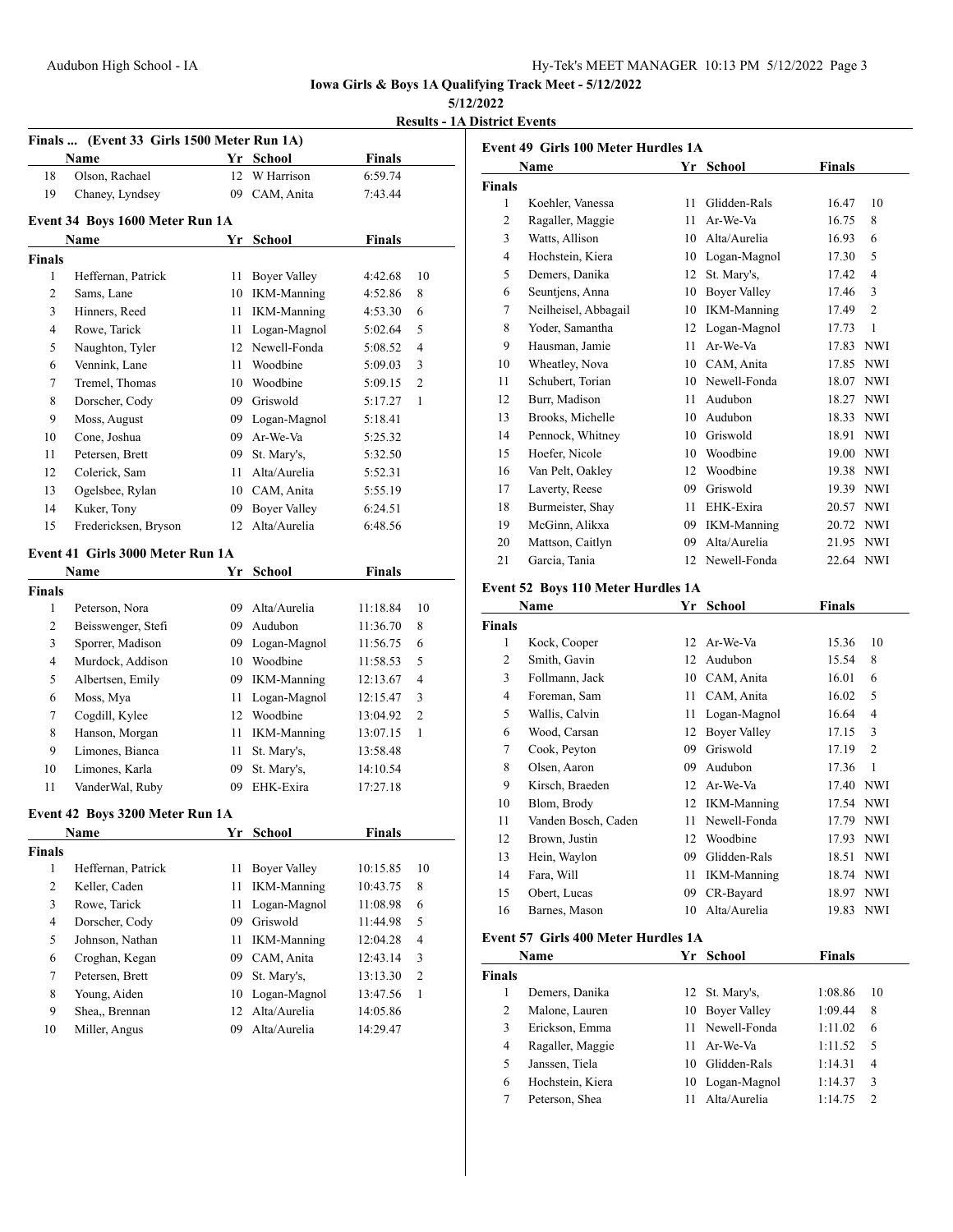Iowa Girls & Boys 1A Qualifying Track Meet - 5/12/2022

5/12/2022

## Results - 1A District Events

### Finals ... (Event 33 Girls 1500 Meter Run 1A)

| | Name | Yr | School | Finals | |
|---|---|---|---|---|---|
| 18 | Olson, Rachael | 12 | W Harrison | 6:59.74 | |
| 19 | Chaney, Lyndsey | 09 | CAM, Anita | 7:43.44 | |

### Event 34 Boys 1600 Meter Run 1A

| | Name | Yr | School | Finals | |
|---|---|---|---|---|---|
| **Finals** | | | | | |
| 1 | Heffernan, Patrick | 11 | Boyer Valley | 4:42.68 | 10 |
| 2 | Sams, Lane | 10 | IKM-Manning | 4:52.86 | 8 |
| 3 | Hinners, Reed | 11 | IKM-Manning | 4:53.30 | 6 |
| 4 | Rowe, Tarick | 11 | Logan-Magnol | 5:02.64 | 5 |
| 5 | Naughton, Tyler | 12 | Newell-Fonda | 5:08.52 | 4 |
| 6 | Vennink, Lane | 11 | Woodbine | 5:09.03 | 3 |
| 7 | Tremel, Thomas | 10 | Woodbine | 5:09.15 | 2 |
| 8 | Dorscher, Cody | 09 | Griswold | 5:17.27 | 1 |
| 9 | Moss, August | 09 | Logan-Magnol | 5:18.41 | |
| 10 | Cone, Joshua | 09 | Ar-We-Va | 5:25.32 | |
| 11 | Petersen, Brett | 09 | St. Mary's, | 5:32.50 | |
| 12 | Colerick, Sam | 11 | Alta/Aurelia | 5:52.31 | |
| 13 | Ogelsbee, Rylan | 10 | CAM, Anita | 5:55.19 | |
| 14 | Kuker, Tony | 09 | Boyer Valley | 6:24.51 | |
| 15 | Fredericksen, Bryson | 12 | Alta/Aurelia | 6:48.56 | |

### Event 41 Girls 3000 Meter Run 1A

| | Name | Yr | School | Finals | |
|---|---|---|---|---|---|
| **Finals** | | | | | |
| 1 | Peterson, Nora | 09 | Alta/Aurelia | 11:18.84 | 10 |
| 2 | Beisswenger, Stefi | 09 | Audubon | 11:36.70 | 8 |
| 3 | Sporrer, Madison | 09 | Logan-Magnol | 11:56.75 | 6 |
| 4 | Murdock, Addison | 10 | Woodbine | 11:58.53 | 5 |
| 5 | Albertsen, Emily | 09 | IKM-Manning | 12:13.67 | 4 |
| 6 | Moss, Mya | 11 | Logan-Magnol | 12:15.47 | 3 |
| 7 | Cogdill, Kylee | 12 | Woodbine | 13:04.92 | 2 |
| 8 | Hanson, Morgan | 11 | IKM-Manning | 13:07.15 | 1 |
| 9 | Limones, Bianca | 11 | St. Mary's, | 13:58.48 | |
| 10 | Limones, Karla | 09 | St. Mary's, | 14:10.54 | |
| 11 | VanderWal, Ruby | 09 | EHK-Exira | 17:27.18 | |

### Event 42 Boys 3200 Meter Run 1A

| | Name | Yr | School | Finals | |
|---|---|---|---|---|---|
| **Finals** | | | | | |
| 1 | Heffernan, Patrick | 11 | Boyer Valley | 10:15.85 | 10 |
| 2 | Keller, Caden | 11 | IKM-Manning | 10:43.75 | 8 |
| 3 | Rowe, Tarick | 11 | Logan-Magnol | 11:08.98 | 6 |
| 4 | Dorscher, Cody | 09 | Griswold | 11:44.98 | 5 |
| 5 | Johnson, Nathan | 11 | IKM-Manning | 12:04.28 | 4 |
| 6 | Croghan, Kegan | 09 | CAM, Anita | 12:43.14 | 3 |
| 7 | Petersen, Brett | 09 | St. Mary's, | 13:13.30 | 2 |
| 8 | Young, Aiden | 10 | Logan-Magnol | 13:47.56 | 1 |
| 9 | Shea,, Brennan | 12 | Alta/Aurelia | 14:05.86 | |
| 10 | Miller, Angus | 09 | Alta/Aurelia | 14:29.47 | |

### Event 49 Girls 100 Meter Hurdles 1A

| | Name | Yr | School | Finals | |
|---|---|---|---|---|---|
| **Finals** | | | | | |
| 1 | Koehler, Vanessa | 11 | Glidden-Rals | 16.47 | 10 |
| 2 | Ragaller, Maggie | 11 | Ar-We-Va | 16.75 | 8 |
| 3 | Watts, Allison | 10 | Alta/Aurelia | 16.93 | 6 |
| 4 | Hochstein, Kiera | 10 | Logan-Magnol | 17.30 | 5 |
| 5 | Demers, Danika | 12 | St. Mary's, | 17.42 | 4 |
| 6 | Seuntjens, Anna | 10 | Boyer Valley | 17.46 | 3 |
| 7 | Neilheisel, Abbagail | 10 | IKM-Manning | 17.49 | 2 |
| 8 | Yoder, Samantha | 12 | Logan-Magnol | 17.73 | 1 |
| 9 | Hausman, Jamie | 11 | Ar-We-Va | 17.83 | NWI |
| 10 | Wheatley, Nova | 10 | CAM, Anita | 17.85 | NWI |
| 11 | Schubert, Torian | 10 | Newell-Fonda | 18.07 | NWI |
| 12 | Burr, Madison | 11 | Audubon | 18.27 | NWI |
| 13 | Brooks, Michelle | 10 | Audubon | 18.33 | NWI |
| 14 | Pennock, Whitney | 10 | Griswold | 18.91 | NWI |
| 15 | Hoefer, Nicole | 10 | Woodbine | 19.00 | NWI |
| 16 | Van Pelt, Oakley | 12 | Woodbine | 19.38 | NWI |
| 17 | Laverty, Reese | 09 | Griswold | 19.39 | NWI |
| 18 | Burmeister, Shay | 11 | EHK-Exira | 20.57 | NWI |
| 19 | McGinn, Alikxa | 09 | IKM-Manning | 20.72 | NWI |
| 20 | Mattson, Caitlyn | 09 | Alta/Aurelia | 21.95 | NWI |
| 21 | Garcia, Tania | 12 | Newell-Fonda | 22.64 | NWI |

### Event 52 Boys 110 Meter Hurdles 1A

| | Name | Yr | School | Finals | |
|---|---|---|---|---|---|
| **Finals** | | | | | |
| 1 | Kock, Cooper | 12 | Ar-We-Va | 15.36 | 10 |
| 2 | Smith, Gavin | 12 | Audubon | 15.54 | 8 |
| 3 | Follmann, Jack | 10 | CAM, Anita | 16.01 | 6 |
| 4 | Foreman, Sam | 11 | CAM, Anita | 16.02 | 5 |
| 5 | Wallis, Calvin | 11 | Logan-Magnol | 16.64 | 4 |
| 6 | Wood, Carsan | 12 | Boyer Valley | 17.15 | 3 |
| 7 | Cook, Peyton | 09 | Griswold | 17.19 | 2 |
| 8 | Olsen, Aaron | 09 | Audubon | 17.36 | 1 |
| 9 | Kirsch, Braeden | 12 | Ar-We-Va | 17.40 | NWI |
| 10 | Blom, Brody | 12 | IKM-Manning | 17.54 | NWI |
| 11 | Vanden Bosch, Caden | 11 | Newell-Fonda | 17.79 | NWI |
| 12 | Brown, Justin | 12 | Woodbine | 17.93 | NWI |
| 13 | Hein, Waylon | 09 | Glidden-Rals | 18.51 | NWI |
| 14 | Fara, Will | 11 | IKM-Manning | 18.74 | NWI |
| 15 | Obert, Lucas | 09 | CR-Bayard | 18.97 | NWI |
| 16 | Barnes, Mason | 10 | Alta/Aurelia | 19.83 | NWI |

### Event 57 Girls 400 Meter Hurdles 1A

| | Name | Yr | School | Finals | |
|---|---|---|---|---|---|
| **Finals** | | | | | |
| 1 | Demers, Danika | 12 | St. Mary's, | 1:08.86 | 10 |
| 2 | Malone, Lauren | 10 | Boyer Valley | 1:09.44 | 8 |
| 3 | Erickson, Emma | 11 | Newell-Fonda | 1:11.02 | 6 |
| 4 | Ragaller, Maggie | 11 | Ar-We-Va | 1:11.52 | 5 |
| 5 | Janssen, Tiela | 10 | Glidden-Rals | 1:14.31 | 4 |
| 6 | Hochstein, Kiera | 10 | Logan-Magnol | 1:14.37 | 3 |
| 7 | Peterson, Shea | 11 | Alta/Aurelia | 1:14.75 | 2 |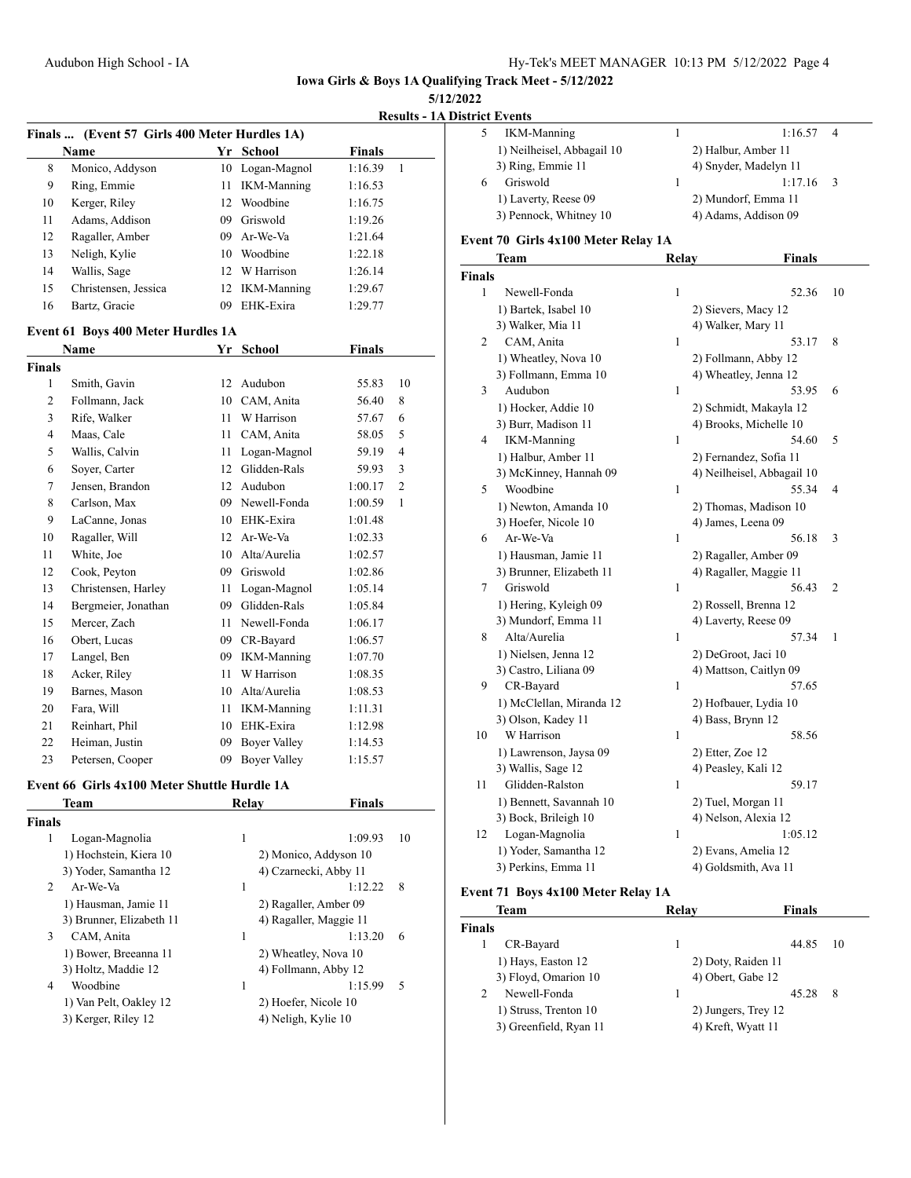**Iowa Girls & Boys 1A Qualifying Track Meet - 5/12/2022**

**5/12/2022**

**Results - 1A District Events**

### Finals ... (Event 57 Girls 400 Meter Hurdles 1A)

| | Name | Yr | School | Finals | |
|---|---|---|---|---|---|
| 8 | Monico, Addyson | 10 | Logan-Magnol | 1:16.39 | 1 |
| 9 | Ring, Emmie | 11 | IKM-Manning | 1:16.53 | |
| 10 | Kerger, Riley | 12 | Woodbine | 1:16.75 | |
| 11 | Adams, Addison | 09 | Griswold | 1:19.26 | |
| 12 | Ragaller, Amber | 09 | Ar-We-Va | 1:21.64 | |
| 13 | Neligh, Kylie | 10 | Woodbine | 1:22.18 | |
| 14 | Wallis, Sage | 12 | W Harrison | 1:26.14 | |
| 15 | Christensen, Jessica | 12 | IKM-Manning | 1:29.67 | |
| 16 | Bartz, Gracie | 09 | EHK-Exira | 1:29.77 | |

### Event 61 Boys 400 Meter Hurdles 1A

| | Name | Yr | School | Finals | |
|---|---|---|---|---|---|
| **Finals** | | | | | |
| 1 | Smith, Gavin | 12 | Audubon | 55.83 | 10 |
| 2 | Follmann, Jack | 10 | CAM, Anita | 56.40 | 8 |
| 3 | Rife, Walker | 11 | W Harrison | 57.67 | 6 |
| 4 | Maas, Cale | 11 | CAM, Anita | 58.05 | 5 |
| 5 | Wallis, Calvin | 11 | Logan-Magnol | 59.19 | 4 |
| 6 | Soyer, Carter | 12 | Glidden-Rals | 59.93 | 3 |
| 7 | Jensen, Brandon | 12 | Audubon | 1:00.17 | 2 |
| 8 | Carlson, Max | 09 | Newell-Fonda | 1:00.59 | 1 |
| 9 | LaCanne, Jonas | 10 | EHK-Exira | 1:01.48 | |
| 10 | Ragaller, Will | 12 | Ar-We-Va | 1:02.33 | |
| 11 | White, Joe | 10 | Alta/Aurelia | 1:02.57 | |
| 12 | Cook, Peyton | 09 | Griswold | 1:02.86 | |
| 13 | Christensen, Harley | 11 | Logan-Magnol | 1:05.14 | |
| 14 | Bergmeier, Jonathan | 09 | Glidden-Rals | 1:05.84 | |
| 15 | Mercer, Zach | 11 | Newell-Fonda | 1:06.17 | |
| 16 | Obert, Lucas | 09 | CR-Bayard | 1:06.57 | |
| 17 | Langel, Ben | 09 | IKM-Manning | 1:07.70 | |
| 18 | Acker, Riley | 11 | W Harrison | 1:08.35 | |
| 19 | Barnes, Mason | 10 | Alta/Aurelia | 1:08.53 | |
| 20 | Fara, Will | 11 | IKM-Manning | 1:11.31 | |
| 21 | Reinhart, Phil | 10 | EHK-Exira | 1:12.98 | |
| 22 | Heiman, Justin | 09 | Boyer Valley | 1:14.53 | |
| 23 | Petersen, Cooper | 09 | Boyer Valley | 1:15.57 | |

### Event 66 Girls 4x100 Meter Shuttle Hurdle 1A

| | Team | Relay | Finals | |
|---|---|---|---|---|
| **Finals** | | | | |
| 1 | Logan-Magnolia | 1 | 1:09.93 | 10 |
| | 1) Hochstein, Kiera 10 | 2) Monico, Addyson 10 | | |
| | 3) Yoder, Samantha 12 | 4) Czarnecki, Abby 11 | | |
| 2 | Ar-We-Va | 1 | 1:12.22 | 8 |
| | 1) Hausman, Jamie 11 | 2) Ragaller, Amber 09 | | |
| | 3) Brunner, Elizabeth 11 | 4) Ragaller, Maggie 11 | | |
| 3 | CAM, Anita | 1 | 1:13.20 | 6 |
| | 1) Bower, Breeanna 11 | 2) Wheatley, Nova 10 | | |
| | 3) Holtz, Maddie 12 | 4) Follmann, Abby 12 | | |
| 4 | Woodbine | 1 | 1:15.99 | 5 |
| | 1) Van Pelt, Oakley 12 | 2) Hoefer, Nicole 10 | | |
| | 3) Kerger, Riley 12 | 4) Neligh, Kylie 10 | | |
| 5 | IKM-Manning | 1 | 1:16.57 | 4 |
| | 1) Neilheisel, Abbagail 10 | 2) Halbur, Amber 11 | | |
| | 3) Ring, Emmie 11 | 4) Snyder, Madelyn 11 | | |
| 6 | Griswold | 1 | 1:17.16 | 3 |
| | 1) Laverty, Reese 09 | 2) Mundorf, Emma 11 | | |
| | 3) Pennock, Whitney 10 | 4) Adams, Addison 09 | | |

### Event 70 Girls 4x100 Meter Relay 1A

| | Team | Relay | Finals | |
|---|---|---|---|---|
| **Finals** | | | | |
| 1 | Newell-Fonda | 1 | 52.36 | 10 |
| | 1) Bartek, Isabel 10 | 2) Sievers, Macy 12 | | |
| | 3) Walker, Mia 11 | 4) Walker, Mary 11 | | |
| 2 | CAM, Anita | 1 | 53.17 | 8 |
| | 1) Wheatley, Nova 10 | 2) Follmann, Abby 12 | | |
| | 3) Follmann, Emma 10 | 4) Wheatley, Jenna 12 | | |
| 3 | Audubon | 1 | 53.95 | 6 |
| | 1) Hocker, Addie 10 | 2) Schmidt, Makayla 12 | | |
| | 3) Burr, Madison 11 | 4) Brooks, Michelle 10 | | |
| 4 | IKM-Manning | 1 | 54.60 | 5 |
| | 1) Halbur, Amber 11 | 2) Fernandez, Sofia 11 | | |
| | 3) McKinney, Hannah 09 | 4) Neilheisel, Abbagail 10 | | |
| 5 | Woodbine | 1 | 55.34 | 4 |
| | 1) Newton, Amanda 10 | 2) Thomas, Madison 10 | | |
| | 3) Hoefer, Nicole 10 | 4) James, Leena 09 | | |
| 6 | Ar-We-Va | 1 | 56.18 | 3 |
| | 1) Hausman, Jamie 11 | 2) Ragaller, Amber 09 | | |
| | 3) Brunner, Elizabeth 11 | 4) Ragaller, Maggie 11 | | |
| 7 | Griswold | 1 | 56.43 | 2 |
| | 1) Hering, Kyleigh 09 | 2) Rossell, Brenna 12 | | |
| | 3) Mundorf, Emma 11 | 4) Laverty, Reese 09 | | |
| 8 | Alta/Aurelia | 1 | 57.34 | 1 |
| | 1) Nielsen, Jenna 12 | 2) DeGroot, Jaci 10 | | |
| | 3) Castro, Liliana 09 | 4) Mattson, Caitlyn 09 | | |
| 9 | CR-Bayard | 1 | 57.65 | |
| | 1) McClellan, Miranda 12 | 2) Hofbauer, Lydia 10 | | |
| | 3) Olson, Kadey 11 | 4) Bass, Brynn 12 | | |
| 10 | W Harrison | 1 | 58.56 | |
| | 1) Lawrenson, Jaysa 09 | 2) Etter, Zoe 12 | | |
| | 3) Wallis, Sage 12 | 4) Peasley, Kali 12 | | |
| 11 | Glidden-Ralston | 1 | 59.17 | |
| | 1) Bennett, Savannah 10 | 2) Tuel, Morgan 11 | | |
| | 3) Bock, Brileigh 10 | 4) Nelson, Alexia 12 | | |
| 12 | Logan-Magnolia | 1 | 1:05.12 | |
| | 1) Yoder, Samantha 12 | 2) Evans, Amelia 12 | | |
| | 3) Perkins, Emma 11 | 4) Goldsmith, Ava 11 | | |

### Event 71 Boys 4x100 Meter Relay 1A

| | Team | Relay | Finals | |
|---|---|---|---|---|
| **Finals** | | | | |
| 1 | CR-Bayard | 1 | 44.85 | 10 |
| | 1) Hays, Easton 12 | 2) Doty, Raiden 11 | | |
| | 3) Floyd, Omarion 10 | 4) Obert, Gabe 12 | | |
| 2 | Newell-Fonda | 1 | 45.28 | 8 |
| | 1) Struss, Trenton 10 | 2) Jungers, Trey 12 | | |
| | 3) Greenfield, Ryan 11 | 4) Kreft, Wyatt 11 | | |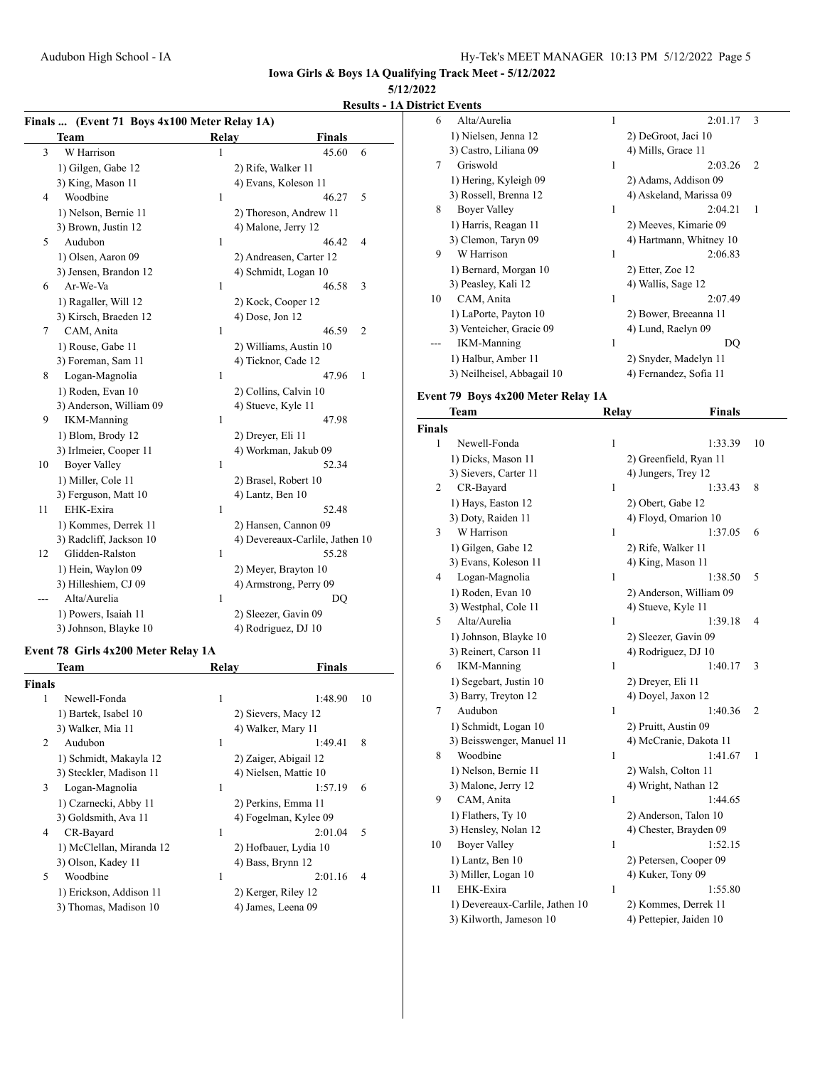**Iowa Girls & Boys 1A Qualifying Track Meet - 5/12/2022**

**5/12/2022**

**Results - 1A District Events**

### Finals ... (Event 71 Boys 4x100 Meter Relay 1A)

| | Team | Relay | Finals | |
|---|---|---|---|---|
| 3 | W Harrison | 1 | 45.60 | 6 |
| | 1) Gilgen, Gabe 12 | 2) Rife, Walker 11 | | |
| | 3) King, Mason 11 | 4) Evans, Koleson 11 | | |
| 4 | Woodbine | 1 | 46.27 | 5 |
| | 1) Nelson, Bernie 11 | 2) Thoreson, Andrew 11 | | |
| | 3) Brown, Justin 12 | 4) Malone, Jerry 12 | | |
| 5 | Audubon | 1 | 46.42 | 4 |
| | 1) Olsen, Aaron 09 | 2) Andreasen, Carter 12 | | |
| | 3) Jensen, Brandon 12 | 4) Schmidt, Logan 10 | | |
| 6 | Ar-We-Va | 1 | 46.58 | 3 |
| | 1) Ragaller, Will 12 | 2) Kock, Cooper 12 | | |
| | 3) Kirsch, Braeden 12 | 4) Dose, Jon 12 | | |
| 7 | CAM, Anita | 1 | 46.59 | 2 |
| | 1) Rouse, Gabe 11 | 2) Williams, Austin 10 | | |
| | 3) Foreman, Sam 11 | 4) Ticknor, Cade 12 | | |
| 8 | Logan-Magnolia | 1 | 47.96 | 1 |
| | 1) Roden, Evan 10 | 2) Collins, Calvin 10 | | |
| | 3) Anderson, William 09 | 4) Stueve, Kyle 11 | | |
| 9 | IKM-Manning | 1 | 47.98 | |
| | 1) Blom, Brody 12 | 2) Dreyer, Eli 11 | | |
| | 3) Irlmeier, Cooper 11 | 4) Workman, Jakub 09 | | |
| 10 | Boyer Valley | 1 | 52.34 | |
| | 1) Miller, Cole 11 | 2) Brasel, Robert 10 | | |
| | 3) Ferguson, Matt 10 | 4) Lantz, Ben 10 | | |
| 11 | EHK-Exira | 1 | 52.48 | |
| | 1) Kommes, Derrek 11 | 2) Hansen, Cannon 09 | | |
| | 3) Radcliff, Jackson 10 | 4) Devereaux-Carlile, Jathen 10 | | |
| 12 | Glidden-Ralston | 1 | 55.28 | |
| | 1) Hein, Waylon 09 | 2) Meyer, Brayton 10 | | |
| | 3) Hilleshiem, CJ 09 | 4) Armstrong, Perry 09 | | |
| --- | Alta/Aurelia | 1 | DQ | |
| | 1) Powers, Isaiah 11 | 2) Sleezer, Gavin 09 | | |
| | 3) Johnson, Blayke 10 | 4) Rodriguez, DJ 10 | | |

### Event 78 Girls 4x200 Meter Relay 1A

**Finals**

| | Team | Relay | Finals | |
|---|---|---|---|---|
| 1 | Newell-Fonda | 1 | 1:48.90 | 10 |
| | 1) Bartek, Isabel 10 | 2) Sievers, Macy 12 | | |
| | 3) Walker, Mia 11 | 4) Walker, Mary 11 | | |
| 2 | Audubon | 1 | 1:49.41 | 8 |
| | 1) Schmidt, Makayla 12 | 2) Zaiger, Abigail 12 | | |
| | 3) Steckler, Madison 11 | 4) Nielsen, Mattie 10 | | |
| 3 | Logan-Magnolia | 1 | 1:57.19 | 6 |
| | 1) Czarnecki, Abby 11 | 2) Perkins, Emma 11 | | |
| | 3) Goldsmith, Ava 11 | 4) Fogelman, Kylee 09 | | |
| 4 | CR-Bayard | 1 | 2:01.04 | 5 |
| | 1) McClellan, Miranda 12 | 2) Hofbauer, Lydia 10 | | |
| | 3) Olson, Kadey 11 | 4) Bass, Brynn 12 | | |
| 5 | Woodbine | 1 | 2:01.16 | 4 |
| | 1) Erickson, Addison 11 | 2) Kerger, Riley 12 | | |
| | 3) Thomas, Madison 10 | 4) James, Leena 09 | | |
| 6 | Alta/Aurelia | 1 | 2:01.17 | 3 |
| | 1) Nielsen, Jenna 12 | 2) DeGroot, Jaci 10 | | |
| | 3) Castro, Liliana 09 | 4) Mills, Grace 11 | | |
| 7 | Griswold | 1 | 2:03.26 | 2 |
| | 1) Hering, Kyleigh 09 | 2) Adams, Addison 09 | | |
| | 3) Rossell, Brenna 12 | 4) Askeland, Marissa 09 | | |
| 8 | Boyer Valley | 1 | 2:04.21 | 1 |
| | 1) Harris, Reagan 11 | 2) Meeves, Kimarie 09 | | |
| | 3) Clemon, Taryn 09 | 4) Hartmann, Whitney 10 | | |
| 9 | W Harrison | 1 | 2:06.83 | |
| | 1) Bernard, Morgan 10 | 2) Etter, Zoe 12 | | |
| | 3) Peasley, Kali 12 | 4) Wallis, Sage 12 | | |
| 10 | CAM, Anita | 1 | 2:07.49 | |
| | 1) LaPorte, Payton 10 | 2) Bower, Breeanna 11 | | |
| | 3) Venteicher, Gracie 09 | 4) Lund, Raelyn 09 | | |
| --- | IKM-Manning | 1 | DQ | |
| | 1) Halbur, Amber 11 | 2) Snyder, Madelyn 11 | | |
| | 3) Neilheisel, Abbagail 10 | 4) Fernandez, Sofia 11 | | |

### Event 79 Boys 4x200 Meter Relay 1A

**Finals**

| | Team | Relay | Finals | |
|---|---|---|---|---|
| 1 | Newell-Fonda | 1 | 1:33.39 | 10 |
| | 1) Dicks, Mason 11 | 2) Greenfield, Ryan 11 | | |
| | 3) Sievers, Carter 11 | 4) Jungers, Trey 12 | | |
| 2 | CR-Bayard | 1 | 1:33.43 | 8 |
| | 1) Hays, Easton 12 | 2) Obert, Gabe 12 | | |
| | 3) Doty, Raiden 11 | 4) Floyd, Omarion 10 | | |
| 3 | W Harrison | 1 | 1:37.05 | 6 |
| | 1) Gilgen, Gabe 12 | 2) Rife, Walker 11 | | |
| | 3) Evans, Koleson 11 | 4) King, Mason 11 | | |
| 4 | Logan-Magnolia | 1 | 1:38.50 | 5 |
| | 1) Roden, Evan 10 | 2) Anderson, William 09 | | |
| | 3) Westphal, Cole 11 | 4) Stueve, Kyle 11 | | |
| 5 | Alta/Aurelia | 1 | 1:39.18 | 4 |
| | 1) Johnson, Blayke 10 | 2) Sleezer, Gavin 09 | | |
| | 3) Reinert, Carson 11 | 4) Rodriguez, DJ 10 | | |
| 6 | IKM-Manning | 1 | 1:40.17 | 3 |
| | 1) Segebart, Justin 10 | 2) Dreyer, Eli 11 | | |
| | 3) Barry, Treyton 12 | 4) Doyel, Jaxon 12 | | |
| 7 | Audubon | 1 | 1:40.36 | 2 |
| | 1) Schmidt, Logan 10 | 2) Pruitt, Austin 09 | | |
| | 3) Beisswenger, Manuel 11 | 4) McCranie, Dakota 11 | | |
| 8 | Woodbine | 1 | 1:41.67 | 1 |
| | 1) Nelson, Bernie 11 | 2) Walsh, Colton 11 | | |
| | 3) Malone, Jerry 12 | 4) Wright, Nathan 12 | | |
| 9 | CAM, Anita | 1 | 1:44.65 | |
| | 1) Flathers, Ty 10 | 2) Anderson, Talon 10 | | |
| | 3) Hensley, Nolan 12 | 4) Chester, Brayden 09 | | |
| 10 | Boyer Valley | 1 | 1:52.15 | |
| | 1) Lantz, Ben 10 | 2) Petersen, Cooper 09 | | |
| | 3) Miller, Logan 10 | 4) Kuker, Tony 09 | | |
| 11 | EHK-Exira | 1 | 1:55.80 | |
| | 1) Devereaux-Carlile, Jathen 10 | 2) Kommes, Derrek 11 | | |
| | 3) Kilworth, Jameson 10 | 4) Pettepier, Jaiden 10 | | |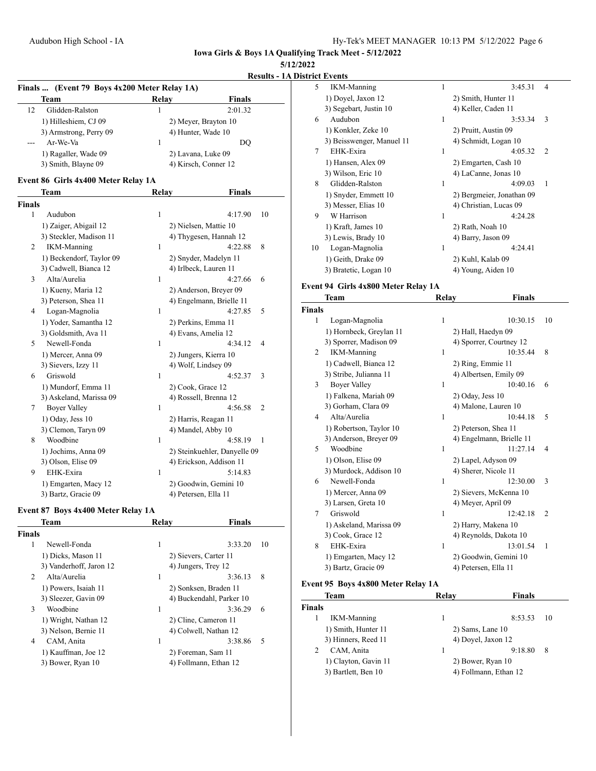# Iowa Girls & Boys 1A Qualifying Track Meet - 5/12/2022

**5/12/2022**

**Results - 1A District Events**

## Finals ... (Event 79 Boys 4x200 Meter Relay 1A)

| | Team | Relay | Finals | |
|---|---|---|---|---|
| 12 | Glidden-Ralston | 1 | 2:01.32 | |
| | 1) Hilleshiem, CJ 09 | 2) Meyer, Brayton 10 | | |
| | 3) Armstrong, Perry 09 | 4) Hunter, Wade 10 | | |
| --- | Ar-We-Va | 1 | DQ | |
| | 1) Ragaller, Wade 09 | 2) Lavana, Luke 09 | | |
| | 3) Smith, Blayne 09 | 4) Kirsch, Conner 12 | | |

## Event 86 Girls 4x400 Meter Relay 1A

| | Team | Relay | Finals | |
|---|---|---|---|---|
| **Finals** | | | | |
| 1 | Audubon | 1 | 4:17.90 | 10 |
| | 1) Zaiger, Abigail 12 | 2) Nielsen, Mattie 10 | | |
| | 3) Steckler, Madison 11 | 4) Thygesen, Hannah 12 | | |
| 2 | IKM-Manning | 1 | 4:22.88 | 8 |
| | 1) Beckendorf, Taylor 09 | 2) Snyder, Madelyn 11 | | |
| | 3) Cadwell, Bianca 12 | 4) Irlbeck, Lauren 11 | | |
| 3 | Alta/Aurelia | 1 | 4:27.66 | 6 |
| | 1) Kueny, Maria 12 | 2) Anderson, Breyer 09 | | |
| | 3) Peterson, Shea 11 | 4) Engelmann, Brielle 11 | | |
| 4 | Logan-Magnolia | 1 | 4:27.85 | 5 |
| | 1) Yoder, Samantha 12 | 2) Perkins, Emma 11 | | |
| | 3) Goldsmith, Ava 11 | 4) Evans, Amelia 12 | | |
| 5 | Newell-Fonda | 1 | 4:34.12 | 4 |
| | 1) Mercer, Anna 09 | 2) Jungers, Kierra 10 | | |
| | 3) Sievers, Izzy 11 | 4) Wolf, Lindsey 09 | | |
| 6 | Griswold | 1 | 4:52.37 | 3 |
| | 1) Mundorf, Emma 11 | 2) Cook, Grace 12 | | |
| | 3) Askeland, Marissa 09 | 4) Rossell, Brenna 12 | | |
| 7 | Boyer Valley | 1 | 4:56.58 | 2 |
| | 1) Oday, Jess 10 | 2) Harris, Reagan 11 | | |
| | 3) Clemon, Taryn 09 | 4) Mandel, Abby 10 | | |
| 8 | Woodbine | 1 | 4:58.19 | 1 |
| | 1) Jochims, Anna 09 | 2) Steinkuehler, Danyelle 09 | | |
| | 3) Olson, Elise 09 | 4) Erickson, Addison 11 | | |
| 9 | EHK-Exira | 1 | 5:14.83 | |
| | 1) Emgarten, Macy 12 | 2) Goodwin, Gemini 10 | | |
| | 3) Bartz, Gracie 09 | 4) Petersen, Ella 11 | | |

## Event 87 Boys 4x400 Meter Relay 1A

| | Team | Relay | Finals | |
|---|---|---|---|---|
| **Finals** | | | | |
| 1 | Newell-Fonda | 1 | 3:33.20 | 10 |
| | 1) Dicks, Mason 11 | 2) Sievers, Carter 11 | | |
| | 3) Vanderhoff, Jaron 12 | 4) Jungers, Trey 12 | | |
| 2 | Alta/Aurelia | 1 | 3:36.13 | 8 |
| | 1) Powers, Isaiah 11 | 2) Sonksen, Braden 11 | | |
| | 3) Sleezer, Gavin 09 | 4) Buckendahl, Parker 10 | | |
| 3 | Woodbine | 1 | 3:36.29 | 6 |
| | 1) Wright, Nathan 12 | 2) Cline, Cameron 11 | | |
| | 3) Nelson, Bernie 11 | 4) Colwell, Nathan 12 | | |
| 4 | CAM, Anita | 1 | 3:38.86 | 5 |
| | 1) Kauffman, Joe 12 | 2) Foreman, Sam 11 | | |
| | 3) Bower, Ryan 10 | 4) Follmann, Ethan 12 | | |
| 5 | IKM-Manning | 1 | 3:45.31 | 4 |
| | 1) Doyel, Jaxon 12 | 2) Smith, Hunter 11 | | |
| | 3) Segebart, Justin 10 | 4) Keller, Caden 11 | | |
| 6 | Audubon | 1 | 3:53.34 | 3 |
| | 1) Konkler, Zeke 10 | 2) Pruitt, Austin 09 | | |
| | 3) Beisswenger, Manuel 11 | 4) Schmidt, Logan 10 | | |
| 7 | EHK-Exira | 1 | 4:05.32 | 2 |
| | 1) Hansen, Alex 09 | 2) Emgarten, Cash 10 | | |
| | 3) Wilson, Eric 10 | 4) LaCanne, Jonas 10 | | |
| 8 | Glidden-Ralston | 1 | 4:09.03 | 1 |
| | 1) Snyder, Emmett 10 | 2) Bergmeier, Jonathan 09 | | |
| | 3) Messer, Elias 10 | 4) Christian, Lucas 09 | | |
| 9 | W Harrison | 1 | 4:24.28 | |
| | 1) Kraft, James 10 | 2) Rath, Noah 10 | | |
| | 3) Lewis, Brady 10 | 4) Barry, Jason 09 | | |
| 10 | Logan-Magnolia | 1 | 4:24.41 | |
| | 1) Geith, Drake 09 | 2) Kuhl, Kalab 09 | | |
| | 3) Bratetic, Logan 10 | 4) Young, Aiden 10 | | |

## Event 94 Girls 4x800 Meter Relay 1A

| | Team | Relay | Finals | |
|---|---|---|---|---|
| **Finals** | | | | |
| 1 | Logan-Magnolia | 1 | 10:30.15 | 10 |
| | 1) Hornbeck, Greylan 11 | 2) Hall, Haedyn 09 | | |
| | 3) Sporrer, Madison 09 | 4) Sporrer, Courtney 12 | | |
| 2 | IKM-Manning | 1 | 10:35.44 | 8 |
| | 1) Cadwell, Bianca 12 | 2) Ring, Emmie 11 | | |
| | 3) Stribe, Julianna 11 | 4) Albertsen, Emily 09 | | |
| 3 | Boyer Valley | 1 | 10:40.16 | 6 |
| | 1) Falkena, Mariah 09 | 2) Oday, Jess 10 | | |
| | 3) Gorham, Clara 09 | 4) Malone, Lauren 10 | | |
| 4 | Alta/Aurelia | 1 | 10:44.18 | 5 |
| | 1) Robertson, Taylor 10 | 2) Peterson, Shea 11 | | |
| | 3) Anderson, Breyer 09 | 4) Engelmann, Brielle 11 | | |
| 5 | Woodbine | 1 | 11:27.14 | 4 |
| | 1) Olson, Elise 09 | 2) Lapel, Adyson 09 | | |
| | 3) Murdock, Addison 10 | 4) Sherer, Nicole 11 | | |
| 6 | Newell-Fonda | 1 | 12:30.00 | 3 |
| | 1) Mercer, Anna 09 | 2) Sievers, McKenna 10 | | |
| | 3) Larsen, Greta 10 | 4) Meyer, April 09 | | |
| 7 | Griswold | 1 | 12:42.18 | 2 |
| | 1) Askeland, Marissa 09 | 2) Harry, Makena 10 | | |
| | 3) Cook, Grace 12 | 4) Reynolds, Dakota 10 | | |
| 8 | EHK-Exira | 1 | 13:01.54 | 1 |
| | 1) Emgarten, Macy 12 | 2) Goodwin, Gemini 10 | | |
| | 3) Bartz, Gracie 09 | 4) Petersen, Ella 11 | | |

## Event 95 Boys 4x800 Meter Relay 1A

| | Team | Relay | Finals | |
|---|---|---|---|---|
| **Finals** | | | | |
| 1 | IKM-Manning | 1 | 8:53.53 | 10 |
| | 1) Smith, Hunter 11 | 2) Sams, Lane 10 | | |
| | 3) Hinners, Reed 11 | 4) Doyel, Jaxon 12 | | |
| 2 | CAM, Anita | 1 | 9:18.80 | 8 |
| | 1) Clayton, Gavin 11 | 2) Bower, Ryan 10 | | |
| | 3) Bartlett, Ben 10 | 4) Follmann, Ethan 12 | | |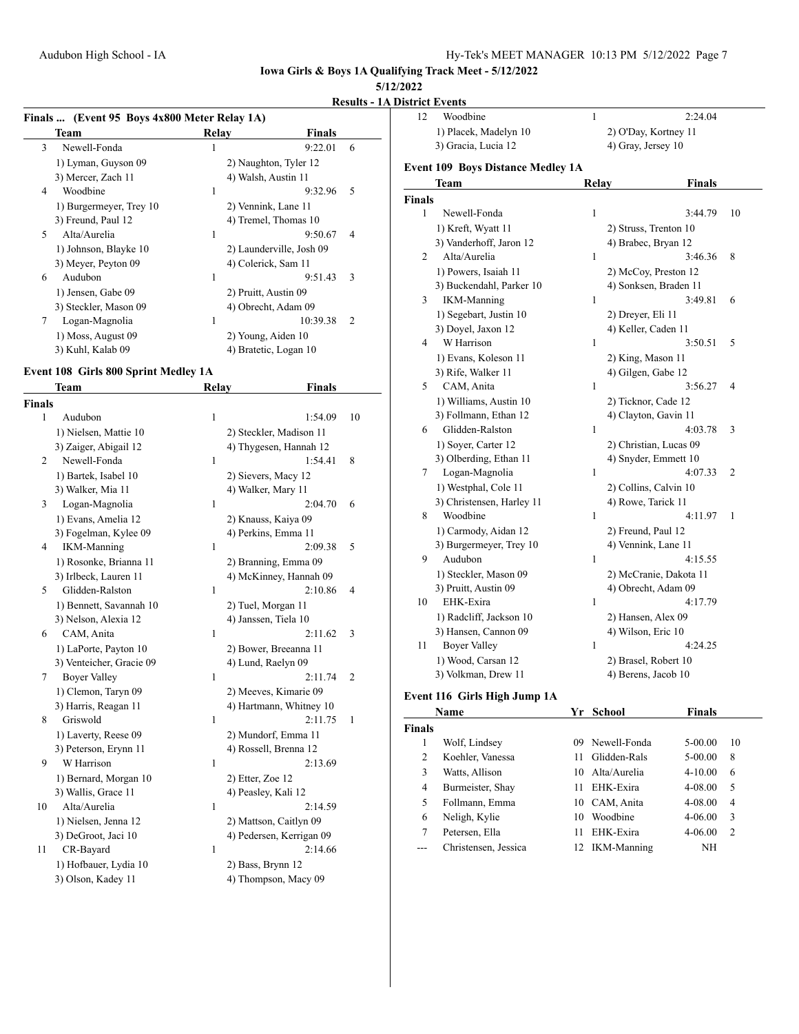# Iowa Girls & Boys 1A Qualifying Track Meet - 5/12/2022

**5/12/2022**

**Results - 1A District Events**

### Finals ... (Event 95 Boys 4x800 Meter Relay 1A)

| | Team | Relay | Finals | |
|---|---|---|---|---|
| 3 | Newell-Fonda | 1 | 9:22.01 | 6 |
| | 1) Lyman, Guyson 09 | 2) Naughton, Tyler 12 | | |
| | 3) Mercer, Zach 11 | 4) Walsh, Austin 11 | | |
| 4 | Woodbine | 1 | 9:32.96 | 5 |
| | 1) Burgermeyer, Trey 10 | 2) Vennink, Lane 11 | | |
| | 3) Freund, Paul 12 | 4) Tremel, Thomas 10 | | |
| 5 | Alta/Aurelia | 1 | 9:50.67 | 4 |
| | 1) Johnson, Blayke 10 | 2) Launderville, Josh 09 | | |
| | 3) Meyer, Peyton 09 | 4) Colerick, Sam 11 | | |
| 6 | Audubon | 1 | 9:51.43 | 3 |
| | 1) Jensen, Gabe 09 | 2) Pruitt, Austin 09 | | |
| | 3) Steckler, Mason 09 | 4) Obrecht, Adam 09 | | |
| 7 | Logan-Magnolia | 1 | 10:39.38 | 2 |
| | 1) Moss, August 09 | 2) Young, Aiden 10 | | |
| | 3) Kuhl, Kalab 09 | 4) Bratetic, Logan 10 | | |

### Event 108 Girls 800 Sprint Medley 1A

| | Team | Relay | Finals | |
|---|---|---|---|---|
| **Finals** | | | | |
| 1 | Audubon | 1 | 1:54.09 | 10 |
| | 1) Nielsen, Mattie 10 | 2) Steckler, Madison 11 | | |
| | 3) Zaiger, Abigail 12 | 4) Thygesen, Hannah 12 | | |
| 2 | Newell-Fonda | 1 | 1:54.41 | 8 |
| | 1) Bartek, Isabel 10 | 2) Sievers, Macy 12 | | |
| | 3) Walker, Mia 11 | 4) Walker, Mary 11 | | |
| 3 | Logan-Magnolia | 1 | 2:04.70 | 6 |
| | 1) Evans, Amelia 12 | 2) Knauss, Kaiya 09 | | |
| | 3) Fogelman, Kylee 09 | 4) Perkins, Emma 11 | | |
| 4 | IKM-Manning | 1 | 2:09.38 | 5 |
| | 1) Rosonke, Brianna 11 | 2) Branning, Emma 09 | | |
| | 3) Irlbeck, Lauren 11 | 4) McKinney, Hannah 09 | | |
| 5 | Glidden-Ralston | 1 | 2:10.86 | 4 |
| | 1) Bennett, Savannah 10 | 2) Tuel, Morgan 11 | | |
| | 3) Nelson, Alexia 12 | 4) Janssen, Tiela 10 | | |
| 6 | CAM, Anita | 1 | 2:11.62 | 3 |
| | 1) LaPorte, Payton 10 | 2) Bower, Breeanna 11 | | |
| | 3) Venteicher, Gracie 09 | 4) Lund, Raelyn 09 | | |
| 7 | Boyer Valley | 1 | 2:11.74 | 2 |
| | 1) Clemon, Taryn 09 | 2) Meeves, Kimarie 09 | | |
| | 3) Harris, Reagan 11 | 4) Hartmann, Whitney 10 | | |
| 8 | Griswold | 1 | 2:11.75 | 1 |
| | 1) Laverty, Reese 09 | 2) Mundorf, Emma 11 | | |
| | 3) Peterson, Erynn 11 | 4) Rossell, Brenna 12 | | |
| 9 | W Harrison | 1 | 2:13.69 | |
| | 1) Bernard, Morgan 10 | 2) Etter, Zoe 12 | | |
| | 3) Wallis, Grace 11 | 4) Peasley, Kali 12 | | |
| 10 | Alta/Aurelia | 1 | 2:14.59 | |
| | 1) Nielsen, Jenna 12 | 2) Mattson, Caitlyn 09 | | |
| | 3) DeGroot, Jaci 10 | 4) Pedersen, Kerrigan 09 | | |
| 11 | CR-Bayard | 1 | 2:14.66 | |
| | 1) Hofbauer, Lydia 10 | 2) Bass, Brynn 12 | | |
| | 3) Olson, Kadey 11 | 4) Thompson, Macy 09 | | |
| 12 | Woodbine | 1 | 2:24.04 | |
| | 1) Placek, Madelyn 10 | 2) O'Day, Kortney 11 | | |
| | 3) Gracia, Lucia 12 | 4) Gray, Jersey 10 | | |

### Event 109 Boys Distance Medley 1A

| | Team | Relay | Finals | |
|---|---|---|---|---|
| **Finals** | | | | |
| 1 | Newell-Fonda | 1 | 3:44.79 | 10 |
| | 1) Kreft, Wyatt 11 | 2) Struss, Trenton 10 | | |
| | 3) Vanderhoff, Jaron 12 | 4) Brabec, Bryan 12 | | |
| 2 | Alta/Aurelia | 1 | 3:46.36 | 8 |
| | 1) Powers, Isaiah 11 | 2) McCoy, Preston 12 | | |
| | 3) Buckendahl, Parker 10 | 4) Sonksen, Braden 11 | | |
| 3 | IKM-Manning | 1 | 3:49.81 | 6 |
| | 1) Segebart, Justin 10 | 2) Dreyer, Eli 11 | | |
| | 3) Doyel, Jaxon 12 | 4) Keller, Caden 11 | | |
| 4 | W Harrison | 1 | 3:50.51 | 5 |
| | 1) Evans, Koleson 11 | 2) King, Mason 11 | | |
| | 3) Rife, Walker 11 | 4) Gilgen, Gabe 12 | | |
| 5 | CAM, Anita | 1 | 3:56.27 | 4 |
| | 1) Williams, Austin 10 | 2) Ticknor, Cade 12 | | |
| | 3) Follmann, Ethan 12 | 4) Clayton, Gavin 11 | | |
| 6 | Glidden-Ralston | 1 | 4:03.78 | 3 |
| | 1) Soyer, Carter 12 | 2) Christian, Lucas 09 | | |
| | 3) Olberding, Ethan 11 | 4) Snyder, Emmett 10 | | |
| 7 | Logan-Magnolia | 1 | 4:07.33 | 2 |
| | 1) Westphal, Cole 11 | 2) Collins, Calvin 10 | | |
| | 3) Christensen, Harley 11 | 4) Rowe, Tarick 11 | | |
| 8 | Woodbine | 1 | 4:11.97 | 1 |
| | 1) Carmody, Aidan 12 | 2) Freund, Paul 12 | | |
| | 3) Burgermeyer, Trey 10 | 4) Vennink, Lane 11 | | |
| 9 | Audubon | 1 | 4:15.55 | |
| | 1) Steckler, Mason 09 | 2) McCranie, Dakota 11 | | |
| | 3) Pruitt, Austin 09 | 4) Obrecht, Adam 09 | | |
| 10 | EHK-Exira | 1 | 4:17.79 | |
| | 1) Radcliff, Jackson 10 | 2) Hansen, Alex 09 | | |
| | 3) Hansen, Cannon 09 | 4) Wilson, Eric 10 | | |
| 11 | Boyer Valley | 1 | 4:24.25 | |
| | 1) Wood, Carsan 12 | 2) Brasel, Robert 10 | | |
| | 3) Volkman, Drew 11 | 4) Berens, Jacob 10 | | |

### Event 116 Girls High Jump 1A

| | Name | Yr | School | Finals | |
|---|---|---|---|---|---|
| **Finals** | | | | | |
| 1 | Wolf, Lindsey | 09 | Newell-Fonda | 5-00.00 | 10 |
| 2 | Koehler, Vanessa | 11 | Glidden-Rals | 5-00.00 | 8 |
| 3 | Watts, Allison | 10 | Alta/Aurelia | 4-10.00 | 6 |
| 4 | Burmeister, Shay | 11 | EHK-Exira | 4-08.00 | 5 |
| 5 | Follmann, Emma | 10 | CAM, Anita | 4-08.00 | 4 |
| 6 | Neligh, Kylie | 10 | Woodbine | 4-06.00 | 3 |
| 7 | Petersen, Ella | 11 | EHK-Exira | 4-06.00 | 2 |
| --- | Christensen, Jessica | 12 | IKM-Manning | NH | |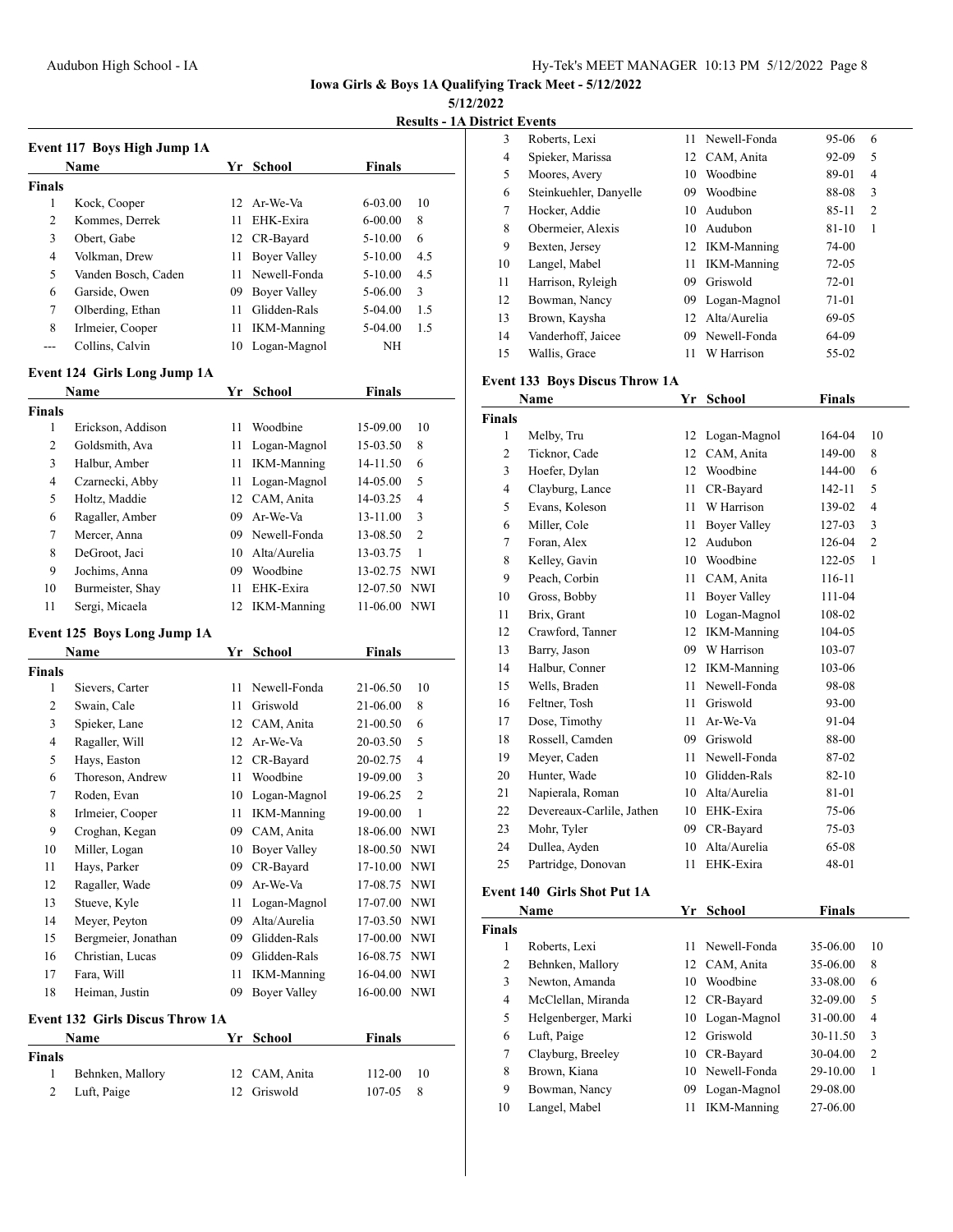**Iowa Girls & Boys 1A Qualifying Track Meet - 5/12/2022**

**5/12/2022**

**Results - 1A District Events**

### Event 117 Boys High Jump 1A

| | Name | Yr | School | Finals | |
|---|---|---|---|---|---|
| **Finals** | | | | | |
| 1 | Kock, Cooper | 12 | Ar-We-Va | 6-03.00 | 10 |
| 2 | Kommes, Derrek | 11 | EHK-Exira | 6-00.00 | 8 |
| 3 | Obert, Gabe | 12 | CR-Bayard | 5-10.00 | 6 |
| 4 | Volkman, Drew | 11 | Boyer Valley | 5-10.00 | 4.5 |
| 5 | Vanden Bosch, Caden | 11 | Newell-Fonda | 5-10.00 | 4.5 |
| 6 | Garside, Owen | 09 | Boyer Valley | 5-06.00 | 3 |
| 7 | Olberding, Ethan | 11 | Glidden-Rals | 5-04.00 | 1.5 |
| 8 | Irlmeier, Cooper | 11 | IKM-Manning | 5-04.00 | 1.5 |
| --- | Collins, Calvin | 10 | Logan-Magnol | NH | |

### Event 124 Girls Long Jump 1A

| | Name | Yr | School | Finals | |
|---|---|---|---|---|---|
| **Finals** | | | | | |
| 1 | Erickson, Addison | 11 | Woodbine | 15-09.00 | 10 |
| 2 | Goldsmith, Ava | 11 | Logan-Magnol | 15-03.50 | 8 |
| 3 | Halbur, Amber | 11 | IKM-Manning | 14-11.50 | 6 |
| 4 | Czarnecki, Abby | 11 | Logan-Magnol | 14-05.00 | 5 |
| 5 | Holtz, Maddie | 12 | CAM, Anita | 14-03.25 | 4 |
| 6 | Ragaller, Amber | 09 | Ar-We-Va | 13-11.00 | 3 |
| 7 | Mercer, Anna | 09 | Newell-Fonda | 13-08.50 | 2 |
| 8 | DeGroot, Jaci | 10 | Alta/Aurelia | 13-03.75 | 1 |
| 9 | Jochims, Anna | 09 | Woodbine | 13-02.75 | NWI |
| 10 | Burmeister, Shay | 11 | EHK-Exira | 12-07.50 | NWI |
| 11 | Sergi, Micaela | 12 | IKM-Manning | 11-06.00 | NWI |

### Event 125 Boys Long Jump 1A

| | Name | Yr | School | Finals | |
|---|---|---|---|---|---|
| **Finals** | | | | | |
| 1 | Sievers, Carter | 11 | Newell-Fonda | 21-06.50 | 10 |
| 2 | Swain, Cale | 11 | Griswold | 21-06.00 | 8 |
| 3 | Spieker, Lane | 12 | CAM, Anita | 21-00.50 | 6 |
| 4 | Ragaller, Will | 12 | Ar-We-Va | 20-03.50 | 5 |
| 5 | Hays, Easton | 12 | CR-Bayard | 20-02.75 | 4 |
| 6 | Thoreson, Andrew | 11 | Woodbine | 19-09.00 | 3 |
| 7 | Roden, Evan | 10 | Logan-Magnol | 19-06.25 | 2 |
| 8 | Irlmeier, Cooper | 11 | IKM-Manning | 19-00.00 | 1 |
| 9 | Croghan, Kegan | 09 | CAM, Anita | 18-06.00 | NWI |
| 10 | Miller, Logan | 10 | Boyer Valley | 18-00.50 | NWI |
| 11 | Hays, Parker | 09 | CR-Bayard | 17-10.00 | NWI |
| 12 | Ragaller, Wade | 09 | Ar-We-Va | 17-08.75 | NWI |
| 13 | Stueve, Kyle | 11 | Logan-Magnol | 17-07.00 | NWI |
| 14 | Meyer, Peyton | 09 | Alta/Aurelia | 17-03.50 | NWI |
| 15 | Bergmeier, Jonathan | 09 | Glidden-Rals | 17-00.00 | NWI |
| 16 | Christian, Lucas | 09 | Glidden-Rals | 16-08.75 | NWI |
| 17 | Fara, Will | 11 | IKM-Manning | 16-04.00 | NWI |
| 18 | Heiman, Justin | 09 | Boyer Valley | 16-00.00 | NWI |

### Event 132 Girls Discus Throw 1A

| | Name | Yr | School | Finals | |
|---|---|---|---|---|---|
| **Finals** | | | | | |
| 1 | Behnken, Mallory | 12 | CAM, Anita | 112-00 | 10 |
| 2 | Luft, Paige | 12 | Griswold | 107-05 | 8 |
| 3 | Roberts, Lexi | 11 | Newell-Fonda | 95-06 | 6 |
| 4 | Spieker, Marissa | 12 | CAM, Anita | 92-09 | 5 |
| 5 | Moores, Avery | 10 | Woodbine | 89-01 | 4 |
| 6 | Steinkuehler, Danyelle | 09 | Woodbine | 88-08 | 3 |
| 7 | Hocker, Addie | 10 | Audubon | 85-11 | 2 |
| 8 | Obermeier, Alexis | 10 | Audubon | 81-10 | 1 |
| 9 | Bexten, Jersey | 12 | IKM-Manning | 74-00 | |
| 10 | Langel, Mabel | 11 | IKM-Manning | 72-05 | |
| 11 | Harrison, Ryleigh | 09 | Griswold | 72-01 | |
| 12 | Bowman, Nancy | 09 | Logan-Magnol | 71-01 | |
| 13 | Brown, Kaysha | 12 | Alta/Aurelia | 69-05 | |
| 14 | Vanderhoff, Jaicee | 09 | Newell-Fonda | 64-09 | |
| 15 | Wallis, Grace | 11 | W Harrison | 55-02 | |

### Event 133 Boys Discus Throw 1A

| | Name | Yr | School | Finals | |
|---|---|---|---|---|---|
| **Finals** | | | | | |
| 1 | Melby, Tru | 12 | Logan-Magnol | 164-04 | 10 |
| 2 | Ticknor, Cade | 12 | CAM, Anita | 149-00 | 8 |
| 3 | Hoefer, Dylan | 12 | Woodbine | 144-00 | 6 |
| 4 | Clayburg, Lance | 11 | CR-Bayard | 142-11 | 5 |
| 5 | Evans, Koleson | 11 | W Harrison | 139-02 | 4 |
| 6 | Miller, Cole | 11 | Boyer Valley | 127-03 | 3 |
| 7 | Foran, Alex | 12 | Audubon | 126-04 | 2 |
| 8 | Kelley, Gavin | 10 | Woodbine | 122-05 | 1 |
| 9 | Peach, Corbin | 11 | CAM, Anita | 116-11 | |
| 10 | Gross, Bobby | 11 | Boyer Valley | 111-04 | |
| 11 | Brix, Grant | 10 | Logan-Magnol | 108-02 | |
| 12 | Crawford, Tanner | 12 | IKM-Manning | 104-05 | |
| 13 | Barry, Jason | 09 | W Harrison | 103-07 | |
| 14 | Halbur, Conner | 12 | IKM-Manning | 103-06 | |
| 15 | Wells, Braden | 11 | Newell-Fonda | 98-08 | |
| 16 | Feltner, Tosh | 11 | Griswold | 93-00 | |
| 17 | Dose, Timothy | 11 | Ar-We-Va | 91-04 | |
| 18 | Rossell, Camden | 09 | Griswold | 88-00 | |
| 19 | Meyer, Caden | 11 | Newell-Fonda | 87-02 | |
| 20 | Hunter, Wade | 10 | Glidden-Rals | 82-10 | |
| 21 | Napierala, Roman | 10 | Alta/Aurelia | 81-01 | |
| 22 | Devereaux-Carlile, Jathen | 10 | EHK-Exira | 75-06 | |
| 23 | Mohr, Tyler | 09 | CR-Bayard | 75-03 | |
| 24 | Dullea, Ayden | 10 | Alta/Aurelia | 65-08 | |
| 25 | Partridge, Donovan | 11 | EHK-Exira | 48-01 | |

### Event 140 Girls Shot Put 1A

| | Name | Yr | School | Finals | |
|---|---|---|---|---|---|
| **Finals** | | | | | |
| 1 | Roberts, Lexi | 11 | Newell-Fonda | 35-06.00 | 10 |
| 2 | Behnken, Mallory | 12 | CAM, Anita | 35-06.00 | 8 |
| 3 | Newton, Amanda | 10 | Woodbine | 33-08.00 | 6 |
| 4 | McClellan, Miranda | 12 | CR-Bayard | 32-09.00 | 5 |
| 5 | Helgenberger, Marki | 10 | Logan-Magnol | 31-00.00 | 4 |
| 6 | Luft, Paige | 12 | Griswold | 30-11.50 | 3 |
| 7 | Clayburg, Breeley | 10 | CR-Bayard | 30-04.00 | 2 |
| 8 | Brown, Kiana | 10 | Newell-Fonda | 29-10.00 | 1 |
| 9 | Bowman, Nancy | 09 | Logan-Magnol | 29-08.00 | |
| 10 | Langel, Mabel | 11 | IKM-Manning | 27-06.00 | |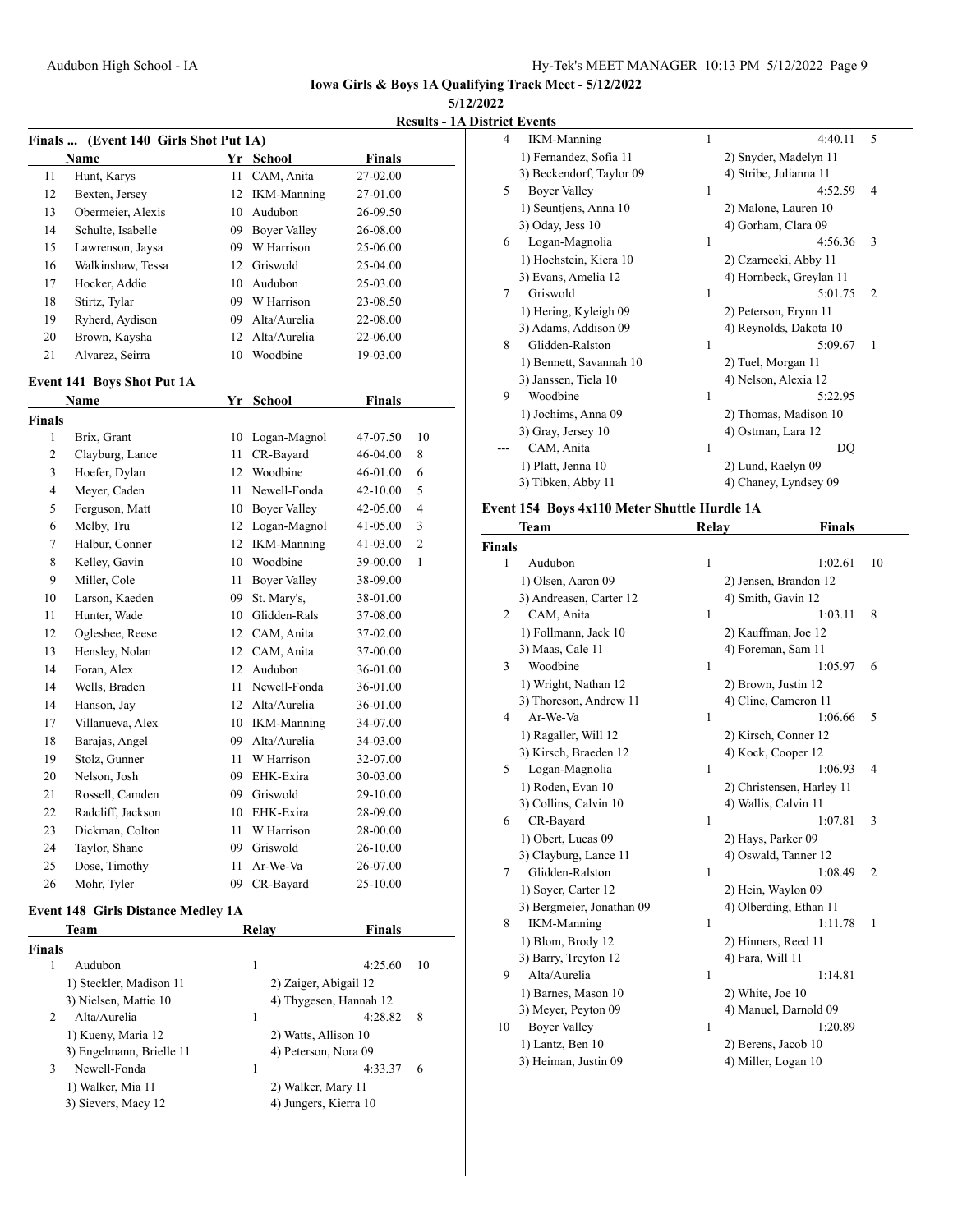**Iowa Girls & Boys 1A Qualifying Track Meet - 5/12/2022**

**5/12/2022**

**Results - 1A District Events**

### Finals ... (Event 140 Girls Shot Put 1A)

| | Name | Yr | School | Finals | |
|---|---|---|---|---|---|
| 11 | Hunt, Karys | 11 | CAM, Anita | 27-02.00 | |
| 12 | Bexten, Jersey | 12 | IKM-Manning | 27-01.00 | |
| 13 | Obermeier, Alexis | 10 | Audubon | 26-09.50 | |
| 14 | Schulte, Isabelle | 09 | Boyer Valley | 26-08.00 | |
| 15 | Lawrenson, Jaysa | 09 | W Harrison | 25-06.00 | |
| 16 | Walkinshaw, Tessa | 12 | Griswold | 25-04.00 | |
| 17 | Hocker, Addie | 10 | Audubon | 25-03.00 | |
| 18 | Stirtz, Tylar | 09 | W Harrison | 23-08.50 | |
| 19 | Ryherd, Aydison | 09 | Alta/Aurelia | 22-08.00 | |
| 20 | Brown, Kaysha | 12 | Alta/Aurelia | 22-06.00 | |
| 21 | Alvarez, Seirra | 10 | Woodbine | 19-03.00 | |

### Event 141 Boys Shot Put 1A

| | Name | Yr | School | Finals | |
|---|---|---|---|---|---|
| **Finals** | | | | | |
| 1 | Brix, Grant | 10 | Logan-Magnol | 47-07.50 | 10 |
| 2 | Clayburg, Lance | 11 | CR-Bayard | 46-04.00 | 8 |
| 3 | Hoefer, Dylan | 12 | Woodbine | 46-01.00 | 6 |
| 4 | Meyer, Caden | 11 | Newell-Fonda | 42-10.00 | 5 |
| 5 | Ferguson, Matt | 10 | Boyer Valley | 42-05.00 | 4 |
| 6 | Melby, Tru | 12 | Logan-Magnol | 41-05.00 | 3 |
| 7 | Halbur, Conner | 12 | IKM-Manning | 41-03.00 | 2 |
| 8 | Kelley, Gavin | 10 | Woodbine | 39-00.00 | 1 |
| 9 | Miller, Cole | 11 | Boyer Valley | 38-09.00 | |
| 10 | Larson, Kaeden | 09 | St. Mary's, | 38-01.00 | |
| 11 | Hunter, Wade | 10 | Glidden-Rals | 37-08.00 | |
| 12 | Oglesbee, Reese | 12 | CAM, Anita | 37-02.00 | |
| 13 | Hensley, Nolan | 12 | CAM, Anita | 37-00.00 | |
| 14 | Foran, Alex | 12 | Audubon | 36-01.00 | |
| 14 | Wells, Braden | 11 | Newell-Fonda | 36-01.00 | |
| 14 | Hanson, Jay | 12 | Alta/Aurelia | 36-01.00 | |
| 17 | Villanueva, Alex | 10 | IKM-Manning | 34-07.00 | |
| 18 | Barajas, Angel | 09 | Alta/Aurelia | 34-03.00 | |
| 19 | Stolz, Gunner | 11 | W Harrison | 32-07.00 | |
| 20 | Nelson, Josh | 09 | EHK-Exira | 30-03.00 | |
| 21 | Rossell, Camden | 09 | Griswold | 29-10.00 | |
| 22 | Radcliff, Jackson | 10 | EHK-Exira | 28-09.00 | |
| 23 | Dickman, Colton | 11 | W Harrison | 28-00.00 | |
| 24 | Taylor, Shane | 09 | Griswold | 26-10.00 | |
| 25 | Dose, Timothy | 11 | Ar-We-Va | 26-07.00 | |
| 26 | Mohr, Tyler | 09 | CR-Bayard | 25-10.00 | |

### Event 148 Girls Distance Medley 1A

| | Team | Relay | Finals | |
|---|---|---|---|---|
| **Finals** | | | | |
| 1 | Audubon | 1 | 4:25.60 | 10 |
| | 1) Steckler, Madison 11 | 2) Zaiger, Abigail 12 | | |
| | 3) Nielsen, Mattie 10 | 4) Thygesen, Hannah 12 | | |
| 2 | Alta/Aurelia | 1 | 4:28.82 | 8 |
| | 1) Kueny, Maria 12 | 2) Watts, Allison 10 | | |
| | 3) Engelmann, Brielle 11 | 4) Peterson, Nora 09 | | |
| 3 | Newell-Fonda | 1 | 4:33.37 | 6 |
| | 1) Walker, Mia 11 | 2) Walker, Mary 11 | | |
| | 3) Sievers, Macy 12 | 4) Jungers, Kierra 10 | | |
| 4 | IKM-Manning | 1 | 4:40.11 | 5 |
| | 1) Fernandez, Sofia 11 | 2) Snyder, Madelyn 11 | | |
| | 3) Beckendorf, Taylor 09 | 4) Stribe, Julianna 11 | | |
| 5 | Boyer Valley | 1 | 4:52.59 | 4 |
| | 1) Seuntjens, Anna 10 | 2) Malone, Lauren 10 | | |
| | 3) Oday, Jess 10 | 4) Gorham, Clara 09 | | |
| 6 | Logan-Magnolia | 1 | 4:56.36 | 3 |
| | 1) Hochstein, Kiera 10 | 2) Czarnecki, Abby 11 | | |
| | 3) Evans, Amelia 12 | 4) Hornbeck, Greylan 11 | | |
| 7 | Griswold | 1 | 5:01.75 | 2 |
| | 1) Hering, Kyleigh 09 | 2) Peterson, Erynn 11 | | |
| | 3) Adams, Addison 09 | 4) Reynolds, Dakota 10 | | |
| 8 | Glidden-Ralston | 1 | 5:09.67 | 1 |
| | 1) Bennett, Savannah 10 | 2) Tuel, Morgan 11 | | |
| | 3) Janssen, Tiela 10 | 4) Nelson, Alexia 12 | | |
| 9 | Woodbine | 1 | 5:22.95 | |
| | 1) Jochims, Anna 09 | 2) Thomas, Madison 10 | | |
| | 3) Gray, Jersey 10 | 4) Ostman, Lara 12 | | |
| --- | CAM, Anita | 1 | DQ | |
| | 1) Platt, Jenna 10 | 2) Lund, Raelyn 09 | | |
| | 3) Tibken, Abby 11 | 4) Chaney, Lyndsey 09 | | |

### Event 154 Boys 4x110 Meter Shuttle Hurdle 1A

| | Team | Relay | Finals | |
|---|---|---|---|---|
| **Finals** | | | | |
| 1 | Audubon | 1 | 1:02.61 | 10 |
| | 1) Olsen, Aaron 09 | 2) Jensen, Brandon 12 | | |
| | 3) Andreasen, Carter 12 | 4) Smith, Gavin 12 | | |
| 2 | CAM, Anita | 1 | 1:03.11 | 8 |
| | 1) Follmann, Jack 10 | 2) Kauffman, Joe 12 | | |
| | 3) Maas, Cale 11 | 4) Foreman, Sam 11 | | |
| 3 | Woodbine | 1 | 1:05.97 | 6 |
| | 1) Wright, Nathan 12 | 2) Brown, Justin 12 | | |
| | 3) Thoreson, Andrew 11 | 4) Cline, Cameron 11 | | |
| 4 | Ar-We-Va | 1 | 1:06.66 | 5 |
| | 1) Ragaller, Will 12 | 2) Kirsch, Conner 12 | | |
| | 3) Kirsch, Braeden 12 | 4) Kock, Cooper 12 | | |
| 5 | Logan-Magnolia | 1 | 1:06.93 | 4 |
| | 1) Roden, Evan 10 | 2) Christensen, Harley 11 | | |
| | 3) Collins, Calvin 10 | 4) Wallis, Calvin 11 | | |
| 6 | CR-Bayard | 1 | 1:07.81 | 3 |
| | 1) Obert, Lucas 09 | 2) Hays, Parker 09 | | |
| | 3) Clayburg, Lance 11 | 4) Oswald, Tanner 12 | | |
| 7 | Glidden-Ralston | 1 | 1:08.49 | 2 |
| | 1) Soyer, Carter 12 | 2) Hein, Waylon 09 | | |
| | 3) Bergmeier, Jonathan 09 | 4) Olberding, Ethan 11 | | |
| 8 | IKM-Manning | 1 | 1:11.78 | 1 |
| | 1) Blom, Brody 12 | 2) Hinners, Reed 11 | | |
| | 3) Barry, Treyton 12 | 4) Fara, Will 11 | | |
| 9 | Alta/Aurelia | 1 | 1:14.81 | |
| | 1) Barnes, Mason 10 | 2) White, Joe 10 | | |
| | 3) Meyer, Peyton 09 | 4) Manuel, Darnold 09 | | |
| 10 | Boyer Valley | 1 | 1:20.89 | |
| | 1) Lantz, Ben 10 | 2) Berens, Jacob 10 | | |
| | 3) Heiman, Justin 09 | 4) Miller, Logan 10 | | |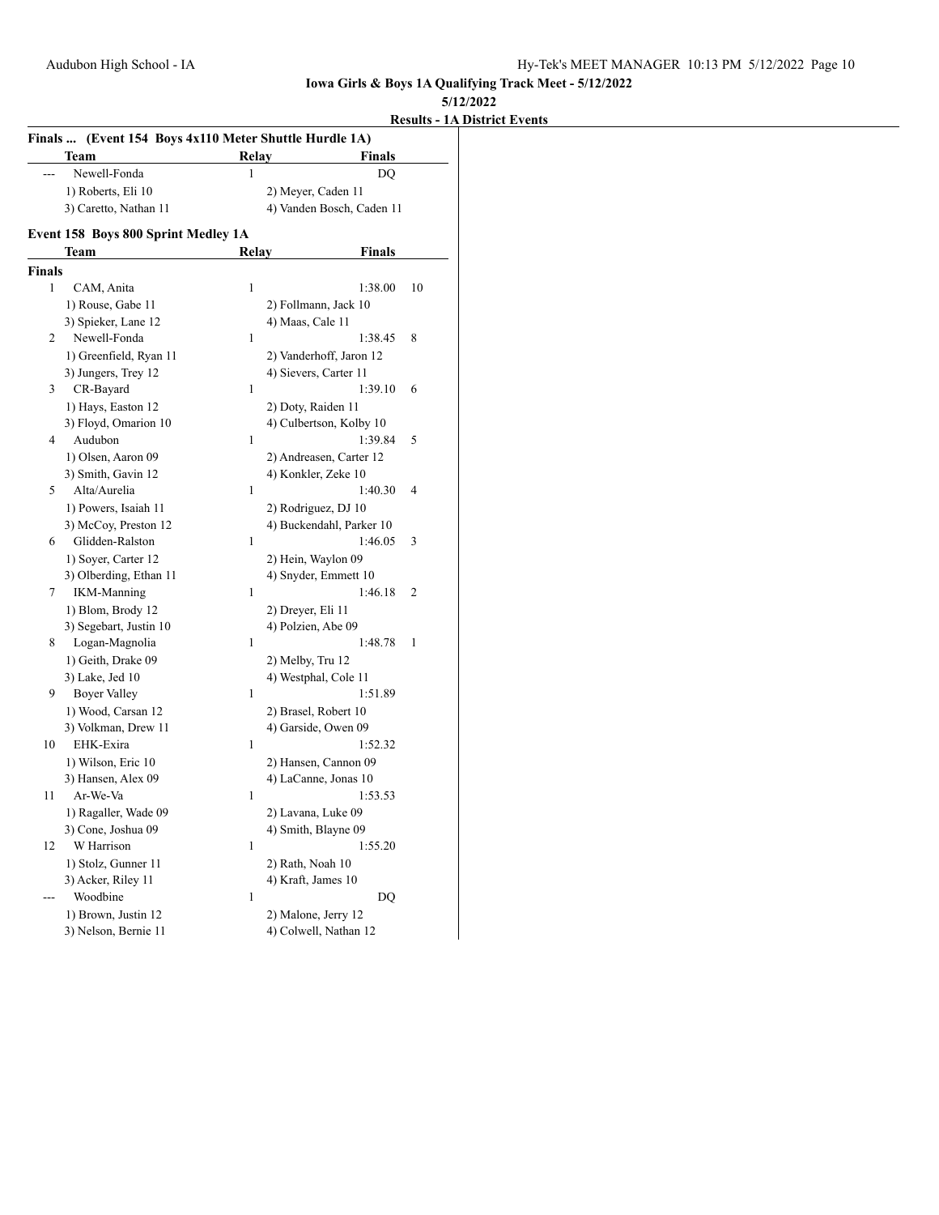Iowa Girls & Boys 1A Qualifying Track Meet - 5/12/2022

5/12/2022

**Results - 1A District Events**

### Finals ... (Event 154 Boys 4x110 Meter Shuttle Hurdle 1A)

| Team | Relay | Finals |
|---|---|---|
| --- Newell-Fonda | 1 | DQ |
| 1) Roberts, Eli 10 | 2) Meyer, Caden 11 | |
| 3) Caretto, Nathan 11 | 4) Vanden Bosch, Caden 11 | |

### Event 158 Boys 800 Sprint Medley 1A

| | Team | Relay | Finals | Points |
|---|---|---|---|---|
| **Finals** | | | | |
| 1 | CAM, Anita | 1 | 1:38.00 | 10 |
| | 1) Rouse, Gabe 11 | 2) Follmann, Jack 10 | | |
| | 3) Spieker, Lane 12 | 4) Maas, Cale 11 | | |
| 2 | Newell-Fonda | 1 | 1:38.45 | 8 |
| | 1) Greenfield, Ryan 11 | 2) Vanderhoff, Jaron 12 | | |
| | 3) Jungers, Trey 12 | 4) Sievers, Carter 11 | | |
| 3 | CR-Bayard | 1 | 1:39.10 | 6 |
| | 1) Hays, Easton 12 | 2) Doty, Raiden 11 | | |
| | 3) Floyd, Omarion 10 | 4) Culbertson, Kolby 10 | | |
| 4 | Audubon | 1 | 1:39.84 | 5 |
| | 1) Olsen, Aaron 09 | 2) Andreasen, Carter 12 | | |
| | 3) Smith, Gavin 12 | 4) Konkler, Zeke 10 | | |
| 5 | Alta/Aurelia | 1 | 1:40.30 | 4 |
| | 1) Powers, Isaiah 11 | 2) Rodriguez, DJ 10 | | |
| | 3) McCoy, Preston 12 | 4) Buckendahl, Parker 10 | | |
| 6 | Glidden-Ralston | 1 | 1:46.05 | 3 |
| | 1) Soyer, Carter 12 | 2) Hein, Waylon 09 | | |
| | 3) Olberding, Ethan 11 | 4) Snyder, Emmett 10 | | |
| 7 | IKM-Manning | 1 | 1:46.18 | 2 |
| | 1) Blom, Brody 12 | 2) Dreyer, Eli 11 | | |
| | 3) Segebart, Justin 10 | 4) Polzien, Abe 09 | | |
| 8 | Logan-Magnolia | 1 | 1:48.78 | 1 |
| | 1) Geith, Drake 09 | 2) Melby, Tru 12 | | |
| | 3) Lake, Jed 10 | 4) Westphal, Cole 11 | | |
| 9 | Boyer Valley | 1 | 1:51.89 | |
| | 1) Wood, Carsan 12 | 2) Brasel, Robert 10 | | |
| | 3) Volkman, Drew 11 | 4) Garside, Owen 09 | | |
| 10 | EHK-Exira | 1 | 1:52.32 | |
| | 1) Wilson, Eric 10 | 2) Hansen, Cannon 09 | | |
| | 3) Hansen, Alex 09 | 4) LaCanne, Jonas 10 | | |
| 11 | Ar-We-Va | 1 | 1:53.53 | |
| | 1) Ragaller, Wade 09 | 2) Lavana, Luke 09 | | |
| | 3) Cone, Joshua 09 | 4) Smith, Blayne 09 | | |
| 12 | W Harrison | 1 | 1:55.20 | |
| | 1) Stolz, Gunner 11 | 2) Rath, Noah 10 | | |
| | 3) Acker, Riley 11 | 4) Kraft, James 10 | | |
| --- | Woodbine | 1 | DQ | |
| | 1) Brown, Justin 12 | 2) Malone, Jerry 12 | | |
| | 3) Nelson, Bernie 11 | 4) Colwell, Nathan 12 | | |